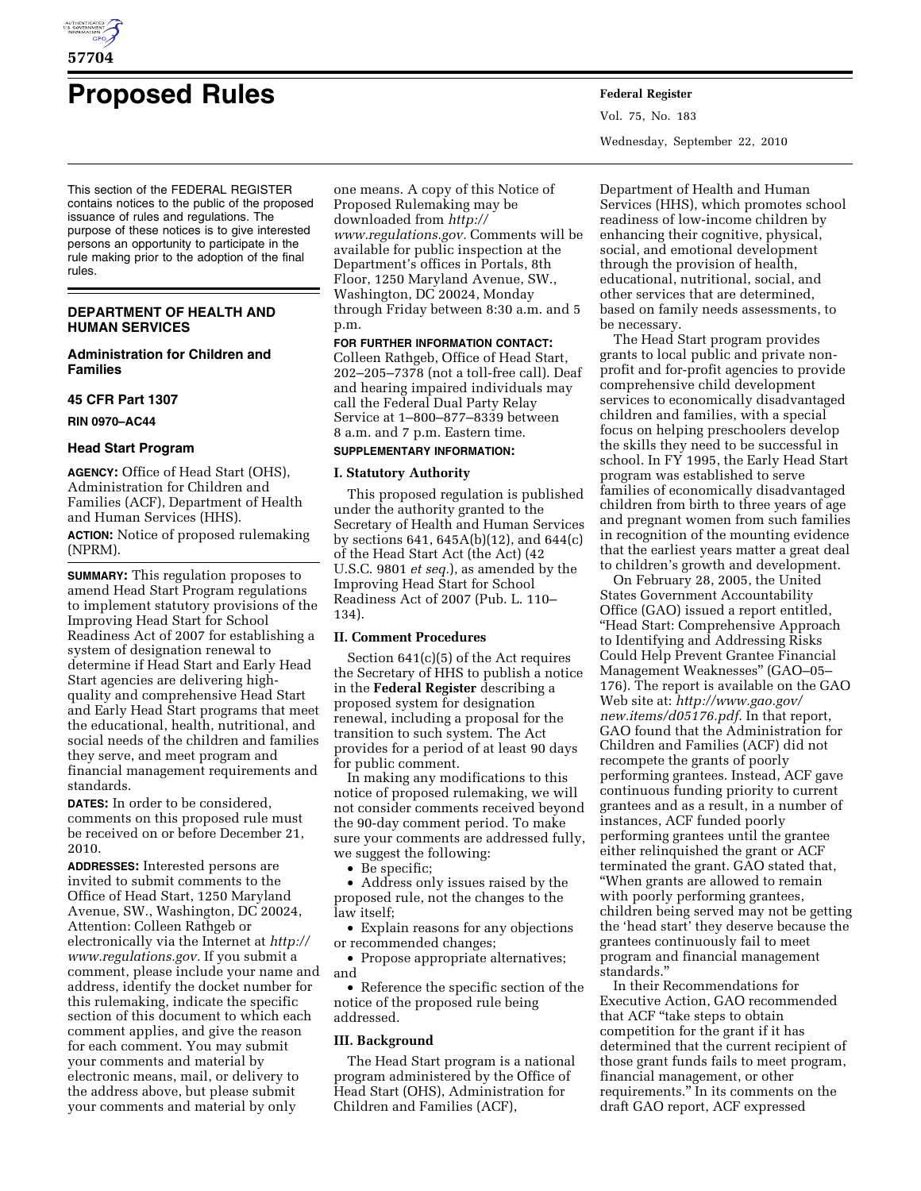# Proposed Rules

This section of the FEDERAL REGISTER contains notices to the public of the proposed issuance of rules and regulations. The purpose of these notices is to give interested persons an opportunity to participate in the rule making prior to the adoption of the final rules.

## DEPARTMENT OF HEALTH AND HUMAN SERVICES

### Administration for Children and Families

### 45 CFR Part 1307

**RIN 0970–AC44**

### Head Start Program

**AGENCY:** Office of Head Start (OHS), Administration for Children and Families (ACF), Department of Health and Human Services (HHS).

**ACTION:** Notice of proposed rulemaking (NPRM).

**SUMMARY:** This regulation proposes to amend Head Start Program regulations to implement statutory provisions of the Improving Head Start for School Readiness Act of 2007 for establishing a system of designation renewal to determine if Head Start and Early Head Start agencies are delivering high-quality and comprehensive Head Start and Early Head Start programs that meet the educational, health, nutritional, and social needs of the children and families they serve, and meet program and financial management requirements and standards.

**DATES:** In order to be considered, comments on this proposed rule must be received on or before December 21, 2010.

**ADDRESSES:** Interested persons are invited to submit comments to the Office of Head Start, 1250 Maryland Avenue, SW., Washington, DC 20024, Attention: Colleen Rathgeb or electronically via the Internet at *http://www.regulations.gov.* If you submit a comment, please include your name and address, identify the docket number for this rulemaking, indicate the specific section of this document to which each comment applies, and give the reason for each comment. You may submit your comments and material by electronic means, mail, or delivery to the address above, but please submit your comments and material by only one means. A copy of this Notice of Proposed Rulemaking may be downloaded from *http://www.regulations.gov.* Comments will be available for public inspection at the Department's offices in Portals, 8th Floor, 1250 Maryland Avenue, SW., Washington, DC 20024, Monday through Friday between 8:30 a.m. and 5 p.m.

**FOR FURTHER INFORMATION CONTACT:** Colleen Rathgeb, Office of Head Start, 202–205–7378 (not a toll-free call). Deaf and hearing impaired individuals may call the Federal Dual Party Relay Service at 1–800–877–8339 between 8 a.m. and 7 p.m. Eastern time.

**SUPPLEMENTARY INFORMATION:**

### I. Statutory Authority

This proposed regulation is published under the authority granted to the Secretary of Health and Human Services by sections 641, 645A(b)(12), and 644(c) of the Head Start Act (the Act) (42 U.S.C. 9801 *et seq.*), as amended by the Improving Head Start for School Readiness Act of 2007 (Pub. L. 110–134).

### II. Comment Procedures

Section 641(c)(5) of the Act requires the Secretary of HHS to publish a notice in the **Federal Register** describing a proposed system for designation renewal, including a proposal for the transition to such system. The Act provides for a period of at least 90 days for public comment.

In making any modifications to this notice of proposed rulemaking, we will not consider comments received beyond the 90-day comment period. To make sure your comments are addressed fully, we suggest the following:

- Be specific;
- Address only issues raised by the proposed rule, not the changes to the law itself;
- Explain reasons for any objections or recommended changes;
- Propose appropriate alternatives; and
- Reference the specific section of the notice of the proposed rule being addressed.

### III. Background

The Head Start program is a national program administered by the Office of Head Start (OHS), Administration for Children and Families (ACF), Department of Health and Human Services (HHS), which promotes school readiness of low-income children by enhancing their cognitive, physical, social, and emotional development through the provision of health, educational, nutritional, social, and other services that are determined, based on family needs assessments, to be necessary.

The Head Start program provides grants to local public and private non-profit and for-profit agencies to provide comprehensive child development services to economically disadvantaged children and families, with a special focus on helping preschoolers develop the skills they need to be successful in school. In FY 1995, the Early Head Start program was established to serve families of economically disadvantaged children from birth to three years of age and pregnant women from such families in recognition of the mounting evidence that the earliest years matter a great deal to children's growth and development.

On February 28, 2005, the United States Government Accountability Office (GAO) issued a report entitled, "Head Start: Comprehensive Approach to Identifying and Addressing Risks Could Help Prevent Grantee Financial Management Weaknesses" (GAO–05–176). The report is available on the GAO Web site at: *http://www.gao.gov/new.items/d05176.pdf.* In that report, GAO found that the Administration for Children and Families (ACF) did not recompete the grants of poorly performing grantees. Instead, ACF gave continuous funding priority to current grantees and as a result, in a number of instances, ACF funded poorly performing grantees until the grantee either relinquished the grant or ACF terminated the grant. GAO stated that, "When grants are allowed to remain with poorly performing grantees, children being served may not be getting the 'head start' they deserve because the grantees continuously fail to meet program and financial management standards."

In their Recommendations for Executive Action, GAO recommended that ACF "take steps to obtain competition for the grant if it has determined that the current recipient of those grant funds fails to meet program, financial management, or other requirements." In its comments on the draft GAO report, ACF expressed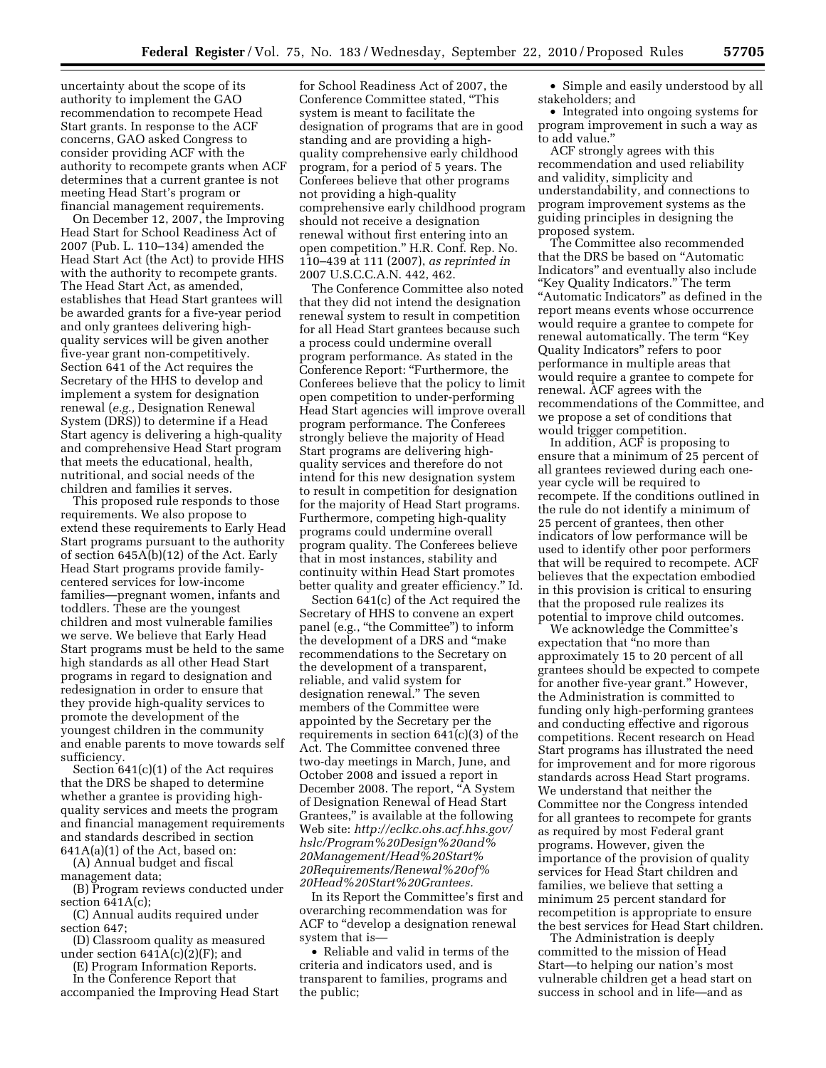uncertainty about the scope of its authority to implement the GAO recommendation to recompete Head Start grants. In response to the ACF concerns, GAO asked Congress to consider providing ACF with the authority to recompete grants when ACF determines that a current grantee is not meeting Head Start's program or financial management requirements.

On December 12, 2007, the Improving Head Start for School Readiness Act of 2007 (Pub. L. 110–134) amended the Head Start Act (the Act) to provide HHS with the authority to recompete grants. The Head Start Act, as amended, establishes that Head Start grantees will be awarded grants for a five-year period and only grantees delivering high-quality services will be given another five-year grant non-competitively. Section 641 of the Act requires the Secretary of the HHS to develop and implement a system for designation renewal (*e.g.,* Designation Renewal System (DRS)) to determine if a Head Start agency is delivering a high-quality and comprehensive Head Start program that meets the educational, health, nutritional, and social needs of the children and families it serves.

This proposed rule responds to those requirements. We also propose to extend these requirements to Early Head Start programs pursuant to the authority of section 645A(b)(12) of the Act. Early Head Start programs provide family-centered services for low-income families—pregnant women, infants and toddlers. These are the youngest children and most vulnerable families we serve. We believe that Early Head Start programs must be held to the same high standards as all other Head Start programs in regard to designation and redesignation in order to ensure that they provide high-quality services to promote the development of the youngest children in the community and enable parents to move towards self sufficiency.

Section 641(c)(1) of the Act requires that the DRS be shaped to determine whether a grantee is providing high-quality services and meets the program and financial management requirements and standards described in section 641A(a)(1) of the Act, based on:

(A) Annual budget and fiscal management data;

(B) Program reviews conducted under section 641A(c);

(C) Annual audits required under section 647;

(D) Classroom quality as measured under section 641A(c)(2)(F); and

(E) Program Information Reports.

In the Conference Report that accompanied the Improving Head Start for School Readiness Act of 2007, the Conference Committee stated, "This system is meant to facilitate the designation of programs that are in good standing and are providing a high-quality comprehensive early childhood program, for a period of 5 years. The Conferees believe that other programs not providing a high-quality comprehensive early childhood program should not receive a designation renewal without first entering into an open competition." H.R. Conf. Rep. No. 110–439 at 111 (2007), *as reprinted in* 2007 U.S.C.C.A.N. 442, 462.

The Conference Committee also noted that they did not intend the designation renewal system to result in competition for all Head Start grantees because such a process could undermine overall program performance. As stated in the Conference Report: "Furthermore, the Conferees believe that the policy to limit open competition to under-performing Head Start agencies will improve overall program performance. The Conferees strongly believe the majority of Head Start programs are delivering high-quality services and therefore do not intend for this new designation system to result in competition for designation for the majority of Head Start programs. Furthermore, competing high-quality programs could undermine overall program quality. The Conferees believe that in most instances, stability and continuity within Head Start promotes better quality and greater efficiency." Id.

Section 641(c) of the Act required the Secretary of HHS to convene an expert panel (e.g., "the Committee") to inform the development of a DRS and "make recommendations to the Secretary on the development of a transparent, reliable, and valid system for designation renewal." The seven members of the Committee were appointed by the Secretary per the requirements in section 641(c)(3) of the Act. The Committee convened three two-day meetings in March, June, and October 2008 and issued a report in December 2008. The report, "A System of Designation Renewal of Head Start Grantees," is available at the following Web site: *http://eclkc.ohs.acf.hhs.gov/hslc/Program%20Design%20and%20Management/Head%20Start%20Requirements/Renewal%20of%20Head%20Start%20Grantees.*

In its Report the Committee's first and overarching recommendation was for ACF to "develop a designation renewal system that is—

- Reliable and valid in terms of the criteria and indicators used, and is transparent to families, programs and the public;
- Simple and easily understood by all stakeholders; and
- Integrated into ongoing systems for program improvement in such a way as to add value."

ACF strongly agrees with this recommendation and used reliability and validity, simplicity and understandability, and connections to program improvement systems as the guiding principles in designing the proposed system.

The Committee also recommended that the DRS be based on "Automatic Indicators" and eventually also include "Key Quality Indicators." The term "Automatic Indicators" as defined in the report means events whose occurrence would require a grantee to compete for renewal automatically. The term "Key Quality Indicators" refers to poor performance in multiple areas that would require a grantee to compete for renewal. ACF agrees with the recommendations of the Committee, and we propose a set of conditions that would trigger competition.

In addition, ACF is proposing to ensure that a minimum of 25 percent of all grantees reviewed during each one-year cycle will be required to recompete. If the conditions outlined in the rule do not identify a minimum of 25 percent of grantees, then other indicators of low performance will be used to identify other poor performers that will be required to recompete. ACF believes that the expectation embodied in this provision is critical to ensuring that the proposed rule realizes its potential to improve child outcomes.

We acknowledge the Committee's expectation that "no more than approximately 15 to 20 percent of all grantees should be expected to compete for another five-year grant." However, the Administration is committed to funding only high-performing grantees and conducting effective and rigorous competitions. Recent research on Head Start programs has illustrated the need for improvement and for more rigorous standards across Head Start programs. We understand that neither the Committee nor the Congress intended for all grantees to recompete for grants as required by most Federal grant programs. However, given the importance of the provision of quality services for Head Start children and families, we believe that setting a minimum 25 percent standard for recompetition is appropriate to ensure the best services for Head Start children.

The Administration is deeply committed to the mission of Head Start—to helping our nation's most vulnerable children get a head start on success in school and in life—and as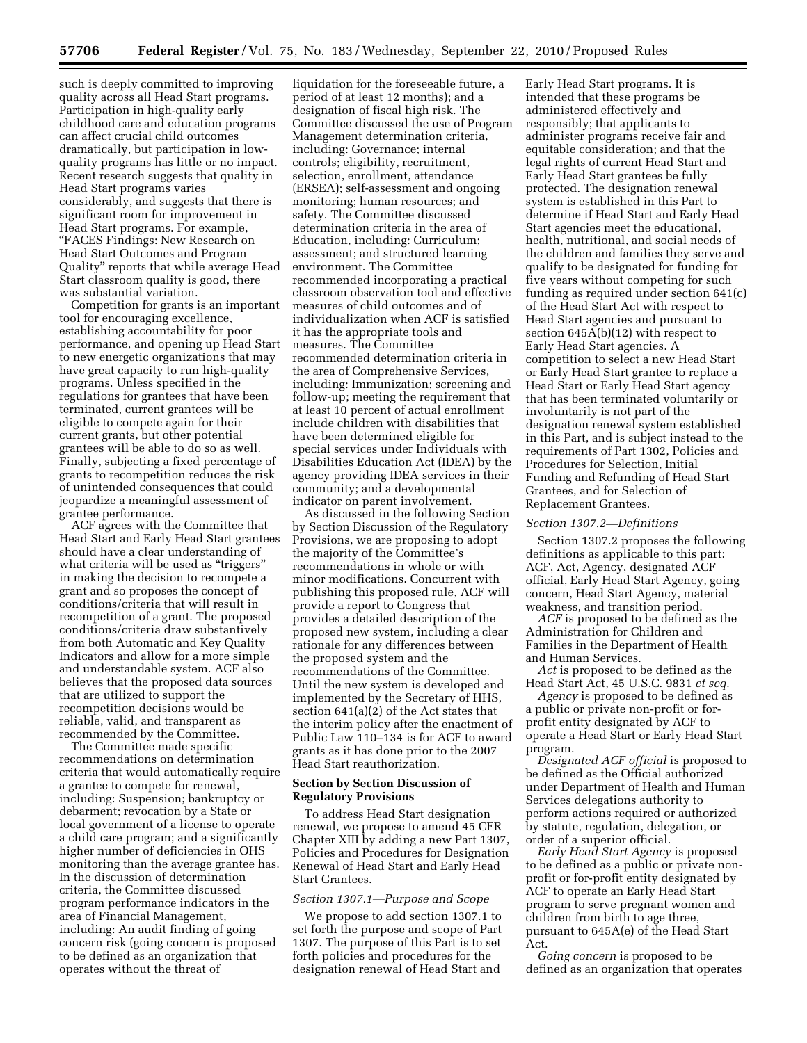such is deeply committed to improving quality across all Head Start programs. Participation in high-quality early childhood care and education programs can affect crucial child outcomes dramatically, but participation in low-quality programs has little or no impact. Recent research suggests that quality in Head Start programs varies considerably, and suggests that there is significant room for improvement in Head Start programs. For example, "FACES Findings: New Research on Head Start Outcomes and Program Quality" reports that while average Head Start classroom quality is good, there was substantial variation.

Competition for grants is an important tool for encouraging excellence, establishing accountability for poor performance, and opening up Head Start to new energetic organizations that may have great capacity to run high-quality programs. Unless specified in the regulations for grantees that have been terminated, current grantees will be eligible to compete again for their current grants, but other potential grantees will be able to do so as well. Finally, subjecting a fixed percentage of grants to recompetition reduces the risk of unintended consequences that could jeopardize a meaningful assessment of grantee performance.

ACF agrees with the Committee that Head Start and Early Head Start grantees should have a clear understanding of what criteria will be used as "triggers" in making the decision to recompete a grant and so proposes the concept of conditions/criteria that will result in recompetition of a grant. The proposed conditions/criteria draw substantively from both Automatic and Key Quality Indicators and allow for a more simple and understandable system. ACF also believes that the proposed data sources that are utilized to support the recompetition decisions would be reliable, valid, and transparent as recommended by the Committee.

The Committee made specific recommendations on determination criteria that would automatically require a grantee to compete for renewal, including: Suspension; bankruptcy or debarment; revocation by a State or local government of a license to operate a child care program; and a significantly higher number of deficiencies in OHS monitoring than the average grantee has. In the discussion of determination criteria, the Committee discussed program performance indicators in the area of Financial Management, including: An audit finding of going concern risk (going concern is proposed to be defined as an organization that operates without the threat of liquidation for the foreseeable future, a period of at least 12 months); and a designation of fiscal high risk. The Committee discussed the use of Program Management determination criteria, including: Governance; internal controls; eligibility, recruitment, selection, enrollment, attendance (ERSEA); self-assessment and ongoing monitoring; human resources; and safety. The Committee discussed determination criteria in the area of Education, including: Curriculum; assessment; and structured learning environment. The Committee recommended incorporating a practical classroom observation tool and effective measures of child outcomes and of individualization when ACF is satisfied it has the appropriate tools and measures. The Committee recommended determination criteria in the area of Comprehensive Services, including: Immunization; screening and follow-up; meeting the requirement that at least 10 percent of actual enrollment include children with disabilities that have been determined eligible for special services under Individuals with Disabilities Education Act (IDEA) by the agency providing IDEA services in their community; and a developmental indicator on parent involvement.

As discussed in the following Section by Section Discussion of the Regulatory Provisions, we are proposing to adopt the majority of the Committee's recommendations in whole or with minor modifications. Concurrent with publishing this proposed rule, ACF will provide a report to Congress that provides a detailed description of the proposed new system, including a clear rationale for any differences between the proposed system and the recommendations of the Committee. Until the new system is developed and implemented by the Secretary of HHS, section 641(a)(2) of the Act states that the interim policy after the enactment of Public Law 110–134 is for ACF to award grants as it has done prior to the 2007 Head Start reauthorization.

## Section by Section Discussion of Regulatory Provisions

To address Head Start designation renewal, we propose to amend 45 CFR Chapter XIII by adding a new Part 1307, Policies and Procedures for Designation Renewal of Head Start and Early Head Start Grantees.

*Section 1307.1—Purpose and Scope*

We propose to add section 1307.1 to set forth the purpose and scope of Part 1307. The purpose of this Part is to set forth policies and procedures for the designation renewal of Head Start and Early Head Start programs. It is intended that these programs be administered effectively and responsibly; that applicants to administer programs receive fair and equitable consideration; and that the legal rights of current Head Start and Early Head Start grantees be fully protected. The designation renewal system is established in this Part to determine if Head Start and Early Head Start agencies meet the educational, health, nutritional, and social needs of the children and families they serve and qualify to be designated for funding for five years without competing for such funding as required under section 641(c) of the Head Start Act with respect to Head Start agencies and pursuant to section 645A(b)(12) with respect to Early Head Start agencies. A competition to select a new Head Start or Early Head Start grantee to replace a Head Start or Early Head Start agency that has been terminated voluntarily or involuntarily is not part of the designation renewal system established in this Part, and is subject instead to the requirements of Part 1302, Policies and Procedures for Selection, Initial Funding and Refunding of Head Start Grantees, and for Selection of Replacement Grantees.

*Section 1307.2—Definitions*

Section 1307.2 proposes the following definitions as applicable to this part: ACF, Act, Agency, designated ACF official, Early Head Start Agency, going concern, Head Start Agency, material weakness, and transition period.

*ACF* is proposed to be defined as the Administration for Children and Families in the Department of Health and Human Services.

*Act* is proposed to be defined as the Head Start Act, 45 U.S.C. 9831 *et seq.*

*Agency* is proposed to be defined as a public or private non-profit or for-profit entity designated by ACF to operate a Head Start or Early Head Start program.

*Designated ACF official* is proposed to be defined as the Official authorized under Department of Health and Human Services delegations authority to perform actions required or authorized by statute, regulation, delegation, or order of a superior official.

*Early Head Start Agency* is proposed to be defined as a public or private non-profit or for-profit entity designated by ACF to operate an Early Head Start program to serve pregnant women and children from birth to age three, pursuant to 645A(e) of the Head Start Act.

*Going concern* is proposed to be defined as an organization that operates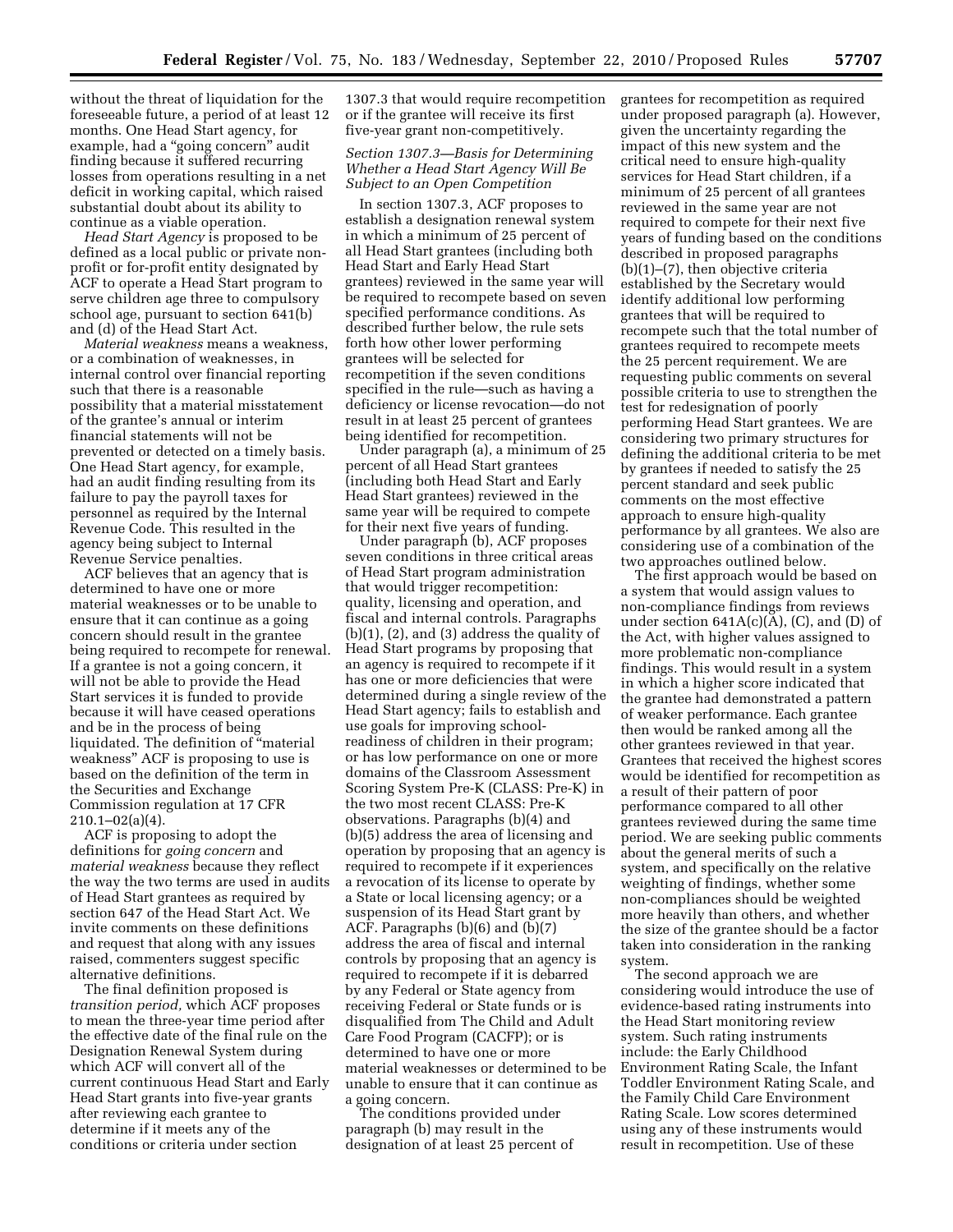without the threat of liquidation for the foreseeable future, a period of at least 12 months. One Head Start agency, for example, had a "going concern" audit finding because it suffered recurring losses from operations resulting in a net deficit in working capital, which raised substantial doubt about its ability to continue as a viable operation.

*Head Start Agency* is proposed to be defined as a local public or private non-profit or for-profit entity designated by ACF to operate a Head Start program to serve children age three to compulsory school age, pursuant to section 641(b) and (d) of the Head Start Act.

*Material weakness* means a weakness, or a combination of weaknesses, in internal control over financial reporting such that there is a reasonable possibility that a material misstatement of the grantee's annual or interim financial statements will not be prevented or detected on a timely basis. One Head Start agency, for example, had an audit finding resulting from its failure to pay the payroll taxes for personnel as required by the Internal Revenue Code. This resulted in the agency being subject to Internal Revenue Service penalties.

ACF believes that an agency that is determined to have one or more material weaknesses or to be unable to ensure that it can continue as a going concern should result in the grantee being required to recompete for renewal. If a grantee is not a going concern, it will not be able to provide the Head Start services it is funded to provide because it will have ceased operations and be in the process of being liquidated. The definition of "material weakness" ACF is proposing to use is based on the definition of the term in the Securities and Exchange Commission regulation at 17 CFR 210.1–02(a)(4).

ACF is proposing to adopt the definitions for *going concern* and *material weakness* because they reflect the way the two terms are used in audits of Head Start grantees as required by section 647 of the Head Start Act. We invite comments on these definitions and request that along with any issues raised, commenters suggest specific alternative definitions.

The final definition proposed is *transition period,* which ACF proposes to mean the three-year time period after the effective date of the final rule on the Designation Renewal System during which ACF will convert all of the current continuous Head Start and Early Head Start grants into five-year grants after reviewing each grantee to determine if it meets any of the conditions or criteria under section 1307.3 that would require recompetition or if the grantee will receive its first five-year grant non-competitively.

### *Section 1307.3—Basis for Determining Whether a Head Start Agency Will Be Subject to an Open Competition*

In section 1307.3, ACF proposes to establish a designation renewal system in which a minimum of 25 percent of all Head Start grantees (including both Head Start and Early Head Start grantees) reviewed in the same year will be required to recompete based on seven specified performance conditions. As described further below, the rule sets forth how other lower performing grantees will be selected for recompetition if the seven conditions specified in the rule—such as having a deficiency or license revocation—do not result in at least 25 percent of grantees being identified for recompetition.

Under paragraph (a), a minimum of 25 percent of all Head Start grantees (including both Head Start and Early Head Start grantees) reviewed in the same year will be required to compete for their next five years of funding.

Under paragraph (b), ACF proposes seven conditions in three critical areas of Head Start program administration that would trigger recompetition: quality, licensing and operation, and fiscal and internal controls. Paragraphs (b)(1), (2), and (3) address the quality of Head Start programs by proposing that an agency is required to recompete if it has one or more deficiencies that were determined during a single review of the Head Start agency; fails to establish and use goals for improving school-readiness of children in their program; or has low performance on one or more domains of the Classroom Assessment Scoring System Pre-K (CLASS: Pre-K) in the two most recent CLASS: Pre-K observations. Paragraphs (b)(4) and (b)(5) address the area of licensing and operation by proposing that an agency is required to recompete if it experiences a revocation of its license to operate by a State or local licensing agency; or a suspension of its Head Start grant by ACF. Paragraphs (b)(6) and (b)(7) address the area of fiscal and internal controls by proposing that an agency is required to recompete if it is debarred by any Federal or State agency from receiving Federal or State funds or is disqualified from The Child and Adult Care Food Program (CACFP); or is determined to have one or more material weaknesses or determined to be unable to ensure that it can continue as a going concern.

The conditions provided under paragraph (b) may result in the designation of at least 25 percent of grantees for recompetition as required under proposed paragraph (a). However, given the uncertainty regarding the impact of this new system and the critical need to ensure high-quality services for Head Start children, if a minimum of 25 percent of all grantees reviewed in the same year are not required to compete for their next five years of funding based on the conditions described in proposed paragraphs (b)(1)–(7), then objective criteria established by the Secretary would identify additional low performing grantees that will be required to recompete such that the total number of grantees required to recompete meets the 25 percent requirement. We are requesting public comments on several possible criteria to use to strengthen the test for redesignation of poorly performing Head Start grantees. We are considering two primary structures for defining the additional criteria to be met by grantees if needed to satisfy the 25 percent standard and seek public comments on the most effective approach to ensure high-quality performance by all grantees. We also are considering use of a combination of the two approaches outlined below.

The first approach would be based on a system that would assign values to non-compliance findings from reviews under section 641A(c)(A), (C), and (D) of the Act, with higher values assigned to more problematic non-compliance findings. This would result in a system in which a higher score indicated that the grantee had demonstrated a pattern of weaker performance. Each grantee then would be ranked among all the other grantees reviewed in that year. Grantees that received the highest scores would be identified for recompetition as a result of their pattern of poor performance compared to all other grantees reviewed during the same time period. We are seeking public comments about the general merits of such a system, and specifically on the relative weighting of findings, whether some non-compliances should be weighted more heavily than others, and whether the size of the grantee should be a factor taken into consideration in the ranking system.

The second approach we are considering would introduce the use of evidence-based rating instruments into the Head Start monitoring review system. Such rating instruments include: the Early Childhood Environment Rating Scale, the Infant Toddler Environment Rating Scale, and the Family Child Care Environment Rating Scale. Low scores determined using any of these instruments would result in recompetition. Use of these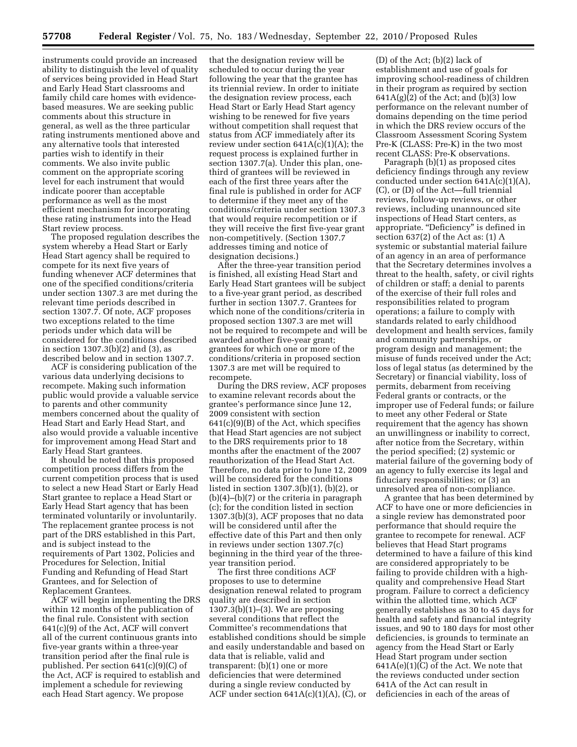instruments could provide an increased ability to distinguish the level of quality of services being provided in Head Start and Early Head Start classrooms and family child care homes with evidence-based measures. We are seeking public comments about this structure in general, as well as the three particular rating instruments mentioned above and any alternative tools that interested parties wish to identify in their comments. We also invite public comment on the appropriate scoring level for each instrument that would indicate poorer than acceptable performance as well as the most efficient mechanism for incorporating these rating instruments into the Head Start review process.

The proposed regulation describes the system whereby a Head Start or Early Head Start agency shall be required to compete for its next five years of funding whenever ACF determines that one of the specified conditions/criteria under section 1307.3 are met during the relevant time periods described in section 1307.7. Of note, ACF proposes two exceptions related to the time periods under which data will be considered for the conditions described in section 1307.3(b)(2) and (3), as described below and in section 1307.7.

ACF is considering publication of the various data underlying decisions to recompete. Making such information public would provide a valuable service to parents and other community members concerned about the quality of Head Start and Early Head Start, and also would provide a valuable incentive for improvement among Head Start and Early Head Start grantees.

It should be noted that this proposed competition process differs from the current competition process that is used to select a new Head Start or Early Head Start grantee to replace a Head Start or Early Head Start agency that has been terminated voluntarily or involuntarily. The replacement grantee process is not part of the DRS established in this Part, and is subject instead to the requirements of Part 1302, Policies and Procedures for Selection, Initial Funding and Refunding of Head Start Grantees, and for Selection of Replacement Grantees.

ACF will begin implementing the DRS within 12 months of the publication of the final rule. Consistent with section 641(c)(9) of the Act, ACF will convert all of the current continuous grants into five-year grants within a three-year transition period after the final rule is published. Per section 641(c)(9)(C) of the Act, ACF is required to establish and implement a schedule for reviewing each Head Start agency. We propose that the designation review will be scheduled to occur during the year following the year that the grantee has its triennial review. In order to initiate the designation review process, each Head Start or Early Head Start agency wishing to be renewed for five years without competition shall request that status from ACF immediately after its review under section 641A(c)(1)(A); the request process is explained further in section 1307.7(a). Under this plan, one-third of grantees will be reviewed in each of the first three years after the final rule is published in order for ACF to determine if they meet any of the conditions/criteria under section 1307.3 that would require recompetition or if they will receive the first five-year grant non-competitively. (Section 1307.7 addresses timing and notice of designation decisions.)

After the three-year transition period is finished, all existing Head Start and Early Head Start grantees will be subject to a five-year grant period, as described further in section 1307.7. Grantees for which none of the conditions/criteria in proposed section 1307.3 are met will not be required to recompete and will be awarded another five-year grant; grantees for which one or more of the conditions/criteria in proposed section 1307.3 are met will be required to recompete.

During the DRS review, ACF proposes to examine relevant records about the grantee's performance since June 12, 2009 consistent with section 641(c)(9)(B) of the Act, which specifies that Head Start agencies are not subject to the DRS requirements prior to 18 months after the enactment of the 2007 reauthorization of the Head Start Act. Therefore, no data prior to June 12, 2009 will be considered for the conditions listed in section 1307.3(b)(1), (b)(2), or (b)(4)–(b)(7) or the criteria in paragraph (c); for the condition listed in section 1307.3(b)(3), ACF proposes that no data will be considered until after the effective date of this Part and then only in reviews under section 1307.7(c) beginning in the third year of the three-year transition period.

The first three conditions ACF proposes to use to determine designation renewal related to program quality are described in section 1307.3(b)(1)–(3). We are proposing several conditions that reflect the Committee's recommendations that established conditions should be simple and easily understandable and based on data that is reliable, valid and transparent: (b)(1) one or more deficiencies that were determined during a single review conducted by ACF under section 641A(c)(1)(A), (C), or (D) of the Act; (b)(2) lack of establishment and use of goals for improving school-readiness of children in their program as required by section 641A(g)(2) of the Act; and (b)(3) low performance on the relevant number of domains depending on the time period in which the DRS review occurs of the Classroom Assessment Scoring System Pre-K (CLASS: Pre-K) in the two most recent CLASS: Pre-K observations.

Paragraph (b)(1) as proposed cites deficiency findings through any review conducted under section 641A(c)(1)(A), (C), or (D) of the Act—full triennial reviews, follow-up reviews, or other reviews, including unannounced site inspections of Head Start centers, as appropriate. "Deficiency" is defined in section 637(2) of the Act as: (1) A systemic or substantial material failure of an agency in an area of performance that the Secretary determines involves a threat to the health, safety, or civil rights of children or staff; a denial to parents of the exercise of their full roles and responsibilities related to program operations; a failure to comply with standards related to early childhood development and health services, family and community partnerships, or program design and management; the misuse of funds received under the Act; loss of legal status (as determined by the Secretary) or financial viability, loss of permits, debarment from receiving Federal grants or contracts, or the improper use of Federal funds; or failure to meet any other Federal or State requirement that the agency has shown an unwillingness or inability to correct, after notice from the Secretary, within the period specified; (2) systemic or material failure of the governing body of an agency to fully exercise its legal and fiduciary responsibilities; or (3) an unresolved area of non-compliance.

A grantee that has been determined by ACF to have one or more deficiencies in a single review has demonstrated poor performance that should require the grantee to recompete for renewal. ACF believes that Head Start programs determined to have a failure of this kind are considered appropriately to be failing to provide children with a high-quality and comprehensive Head Start program. Failure to correct a deficiency within the allotted time, which ACF generally establishes as 30 to 45 days for health and safety and financial integrity issues, and 90 to 180 days for most other deficiencies, is grounds to terminate an agency from the Head Start or Early Head Start program under section 641A(e)(1)(C) of the Act. We note that the reviews conducted under section 641A of the Act can result in deficiencies in each of the areas of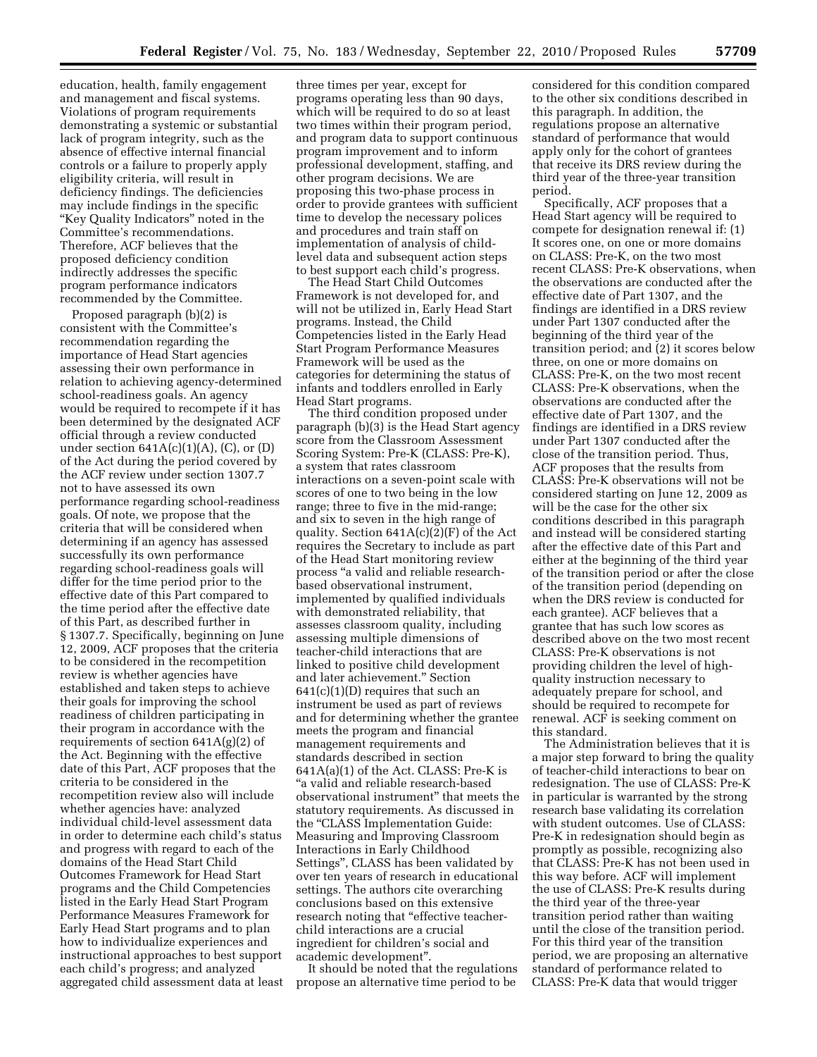education, health, family engagement and management and fiscal systems. Violations of program requirements demonstrating a systemic or substantial lack of program integrity, such as the absence of effective internal financial controls or a failure to properly apply eligibility criteria, will result in deficiency findings. The deficiencies may include findings in the specific "Key Quality Indicators" noted in the Committee's recommendations. Therefore, ACF believes that the proposed deficiency condition indirectly addresses the specific program performance indicators recommended by the Committee.

Proposed paragraph (b)(2) is consistent with the Committee's recommendation regarding the importance of Head Start agencies assessing their own performance in relation to achieving agency-determined school-readiness goals. An agency would be required to recompete if it has been determined by the designated ACF official through a review conducted under section 641A(c)(1)(A), (C), or (D) of the Act during the period covered by the ACF review under section 1307.7 not to have assessed its own performance regarding school-readiness goals. Of note, we propose that the criteria that will be considered when determining if an agency has assessed successfully its own performance regarding school-readiness goals will differ for the time period prior to the effective date of this Part compared to the time period after the effective date of this Part, as described further in § 1307.7. Specifically, beginning on June 12, 2009, ACF proposes that the criteria to be considered in the recompetition review is whether agencies have established and taken steps to achieve their goals for improving the school readiness of children participating in their program in accordance with the requirements of section 641A(g)(2) of the Act. Beginning with the effective date of this Part, ACF proposes that the criteria to be considered in the recompetition review also will include whether agencies have: analyzed individual child-level assessment data in order to determine each child's status and progress with regard to each of the domains of the Head Start Child Outcomes Framework for Head Start programs and the Child Competencies listed in the Early Head Start Program Performance Measures Framework for Early Head Start programs and to plan how to individualize experiences and instructional approaches to best support each child's progress; and analyzed aggregated child assessment data at least three times per year, except for programs operating less than 90 days, which will be required to do so at least two times within their program period, and program data to support continuous program improvement and to inform professional development, staffing, and other program decisions. We are proposing this two-phase process in order to provide grantees with sufficient time to develop the necessary polices and procedures and train staff on implementation of analysis of child-level data and subsequent action steps to best support each child's progress.

The Head Start Child Outcomes Framework is not developed for, and will not be utilized in, Early Head Start programs. Instead, the Child Competencies listed in the Early Head Start Program Performance Measures Framework will be used as the categories for determining the status of infants and toddlers enrolled in Early Head Start programs.

The third condition proposed under paragraph (b)(3) is the Head Start agency score from the Classroom Assessment Scoring System: Pre-K (CLASS: Pre-K), a system that rates classroom interactions on a seven-point scale with scores of one to two being in the low range; three to five in the mid-range; and six to seven in the high range of quality. Section 641A(c)(2)(F) of the Act requires the Secretary to include as part of the Head Start monitoring review process "a valid and reliable research-based observational instrument, implemented by qualified individuals with demonstrated reliability, that assesses classroom quality, including assessing multiple dimensions of teacher-child interactions that are linked to positive child development and later achievement." Section 641(c)(1)(D) requires that such an instrument be used as part of reviews and for determining whether the grantee meets the program and financial management requirements and standards described in section 641A(a)(1) of the Act. CLASS: Pre-K is "a valid and reliable research-based observational instrument" that meets the statutory requirements. As discussed in the "CLASS Implementation Guide: Measuring and Improving Classroom Interactions in Early Childhood Settings", CLASS has been validated by over ten years of research in educational settings. The authors cite overarching conclusions based on this extensive research noting that "effective teacher-child interactions are a crucial ingredient for children's social and academic development".

It should be noted that the regulations propose an alternative time period to be considered for this condition compared to the other six conditions described in this paragraph. In addition, the regulations propose an alternative standard of performance that would apply only for the cohort of grantees that receive its DRS review during the third year of the three-year transition period.

Specifically, ACF proposes that a Head Start agency will be required to compete for designation renewal if: (1) It scores one, on one or more domains on CLASS: Pre-K, on the two most recent CLASS: Pre-K observations, when the observations are conducted after the effective date of Part 1307, and the findings are identified in a DRS review under Part 1307 conducted after the beginning of the third year of the transition period; and (2) it scores below three, on one or more domains on CLASS: Pre-K, on the two most recent CLASS: Pre-K observations, when the observations are conducted after the effective date of Part 1307, and the findings are identified in a DRS review under Part 1307 conducted after the close of the transition period. Thus, ACF proposes that the results from CLASS: Pre-K observations will not be considered starting on June 12, 2009 as will be the case for the other six conditions described in this paragraph and instead will be considered starting after the effective date of this Part and either at the beginning of the third year of the transition period or after the close of the transition period (depending on when the DRS review is conducted for each grantee). ACF believes that a grantee that has such low scores as described above on the two most recent CLASS: Pre-K observations is not providing children the level of high-quality instruction necessary to adequately prepare for school, and should be required to recompete for renewal. ACF is seeking comment on this standard.

The Administration believes that it is a major step forward to bring the quality of teacher-child interactions to bear on redesignation. The use of CLASS: Pre-K in particular is warranted by the strong research base validating its correlation with student outcomes. Use of CLASS: Pre-K in redesignation should begin as promptly as possible, recognizing also that CLASS: Pre-K has not been used in this way before. ACF will implement the use of CLASS: Pre-K results during the third year of the three-year transition period rather than waiting until the close of the transition period. For this third year of the transition period, we are proposing an alternative standard of performance related to CLASS: Pre-K data that would trigger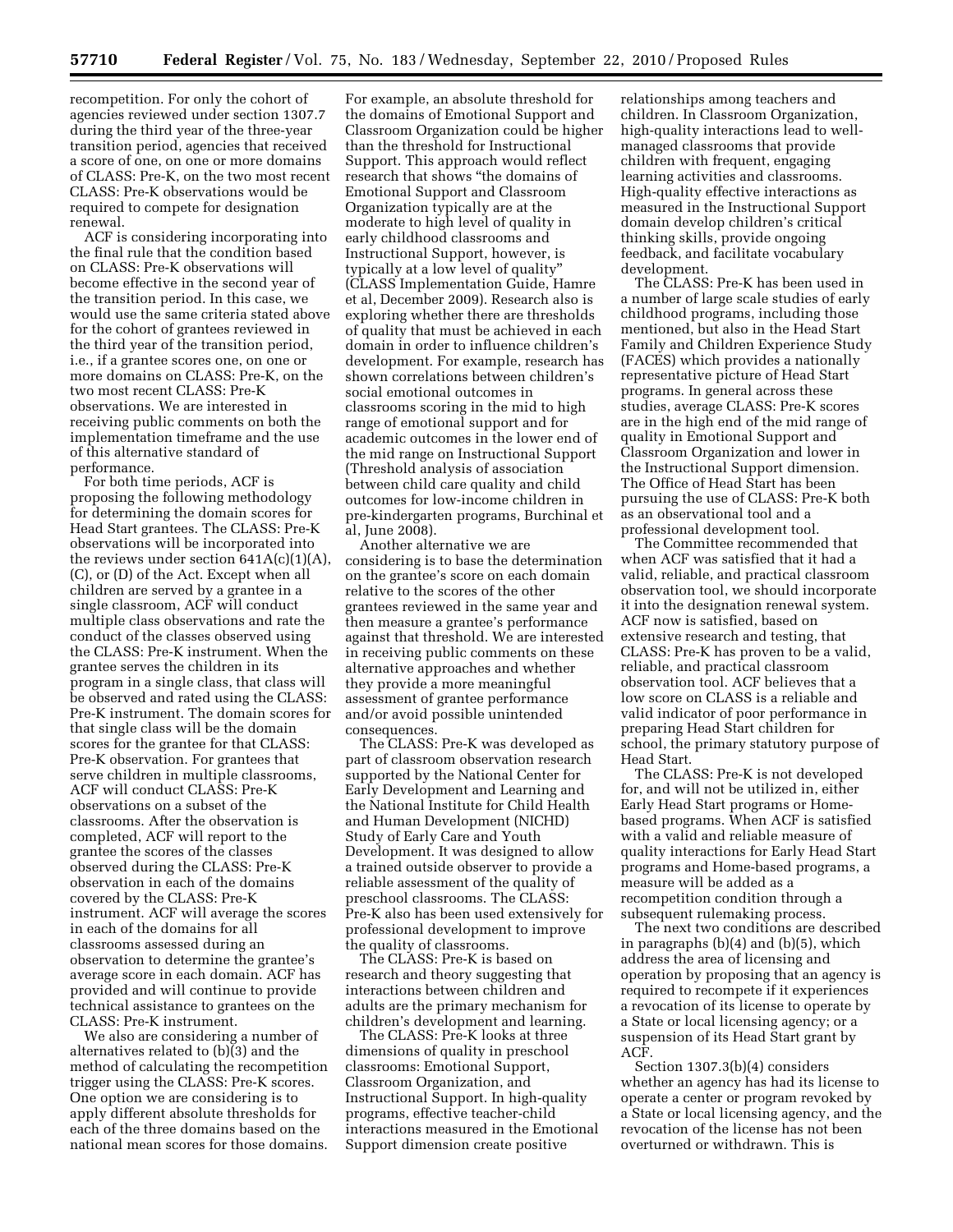recompetition. For only the cohort of agencies reviewed under section 1307.7 during the third year of the three-year transition period, agencies that received a score of one, on one or more domains of CLASS: Pre-K, on the two most recent CLASS: Pre-K observations would be required to compete for designation renewal.

ACF is considering incorporating into the final rule that the condition based on CLASS: Pre-K observations will become effective in the second year of the transition period. In this case, we would use the same criteria stated above for the cohort of grantees reviewed in the third year of the transition period, i.e., if a grantee scores one, on one or more domains on CLASS: Pre-K, on the two most recent CLASS: Pre-K observations. We are interested in receiving public comments on both the implementation timeframe and the use of this alternative standard of performance.

For both time periods, ACF is proposing the following methodology for determining the domain scores for Head Start grantees. The CLASS: Pre-K observations will be incorporated into the reviews under section 641A(c)(1)(A), (C), or (D) of the Act. Except when all children are served by a grantee in a single classroom, ACF will conduct multiple class observations and rate the conduct of the classes observed using the CLASS: Pre-K instrument. When the grantee serves the children in its program in a single class, that class will be observed and rated using the CLASS: Pre-K instrument. The domain scores for that single class will be the domain scores for the grantee for that CLASS: Pre-K observation. For grantees that serve children in multiple classrooms, ACF will conduct CLASS: Pre-K observations on a subset of the classrooms. After the observation is completed, ACF will report to the grantee the scores of the classes observed during the CLASS: Pre-K observation in each of the domains covered by the CLASS: Pre-K instrument. ACF will average the scores in each of the domains for all classrooms assessed during an observation to determine the grantee's average score in each domain. ACF has provided and will continue to provide technical assistance to grantees on the CLASS: Pre-K instrument.

We also are considering a number of alternatives related to (b)(3) and the method of calculating the recompetition trigger using the CLASS: Pre-K scores. One option we are considering is to apply different absolute thresholds for each of the three domains based on the national mean scores for those domains. For example, an absolute threshold for the domains of Emotional Support and Classroom Organization could be higher than the threshold for Instructional Support. This approach would reflect research that shows "the domains of Emotional Support and Classroom Organization typically are at the moderate to high level of quality in early childhood classrooms and Instructional Support, however, is typically at a low level of quality" (CLASS Implementation Guide, Hamre et al, December 2009). Research also is exploring whether there are thresholds of quality that must be achieved in each domain in order to influence children's development. For example, research has shown correlations between children's social emotional outcomes in classrooms scoring in the mid to high range of emotional support and for academic outcomes in the lower end of the mid range on Instructional Support (Threshold analysis of association between child care quality and child outcomes for low-income children in pre-kindergarten programs, Burchinal et al, June 2008).

Another alternative we are considering is to base the determination on the grantee's score on each domain relative to the scores of the other grantees reviewed in the same year and then measure a grantee's performance against that threshold. We are interested in receiving public comments on these alternative approaches and whether they provide a more meaningful assessment of grantee performance and/or avoid possible unintended consequences.

The CLASS: Pre-K was developed as part of classroom observation research supported by the National Center for Early Development and Learning and the National Institute for Child Health and Human Development (NICHD) Study of Early Care and Youth Development. It was designed to allow a trained outside observer to provide a reliable assessment of the quality of preschool classrooms. The CLASS: Pre-K also has been used extensively for professional development to improve the quality of classrooms.

The CLASS: Pre-K is based on research and theory suggesting that interactions between children and adults are the primary mechanism for children's development and learning.

The CLASS: Pre-K looks at three dimensions of quality in preschool classrooms: Emotional Support, Classroom Organization, and Instructional Support. In high-quality programs, effective teacher-child interactions measured in the Emotional Support dimension create positive relationships among teachers and children. In Classroom Organization, high-quality interactions lead to well-managed classrooms that provide children with frequent, engaging learning activities and classrooms. High-quality effective interactions as measured in the Instructional Support domain develop children's critical thinking skills, provide ongoing feedback, and facilitate vocabulary development.

The CLASS: Pre-K has been used in a number of large scale studies of early childhood programs, including those mentioned, but also in the Head Start Family and Children Experience Study (FACES) which provides a nationally representative picture of Head Start programs. In general across these studies, average CLASS: Pre-K scores are in the high end of the mid range of quality in Emotional Support and Classroom Organization and lower in the Instructional Support dimension. The Office of Head Start has been pursuing the use of CLASS: Pre-K both as an observational tool and a professional development tool.

The Committee recommended that when ACF was satisfied that it had a valid, reliable, and practical classroom observation tool, we should incorporate it into the designation renewal system. ACF now is satisfied, based on extensive research and testing, that CLASS: Pre-K has proven to be a valid, reliable, and practical classroom observation tool. ACF believes that a low score on CLASS is a reliable and valid indicator of poor performance in preparing Head Start children for school, the primary statutory purpose of Head Start.

The CLASS: Pre-K is not developed for, and will not be utilized in, either Early Head Start programs or Home-based programs. When ACF is satisfied with a valid and reliable measure of quality interactions for Early Head Start programs and Home-based programs, a measure will be added as a recompetition condition through a subsequent rulemaking process.

The next two conditions are described in paragraphs (b)(4) and (b)(5), which address the area of licensing and operation by proposing that an agency is required to recompete if it experiences a revocation of its license to operate by a State or local licensing agency; or a suspension of its Head Start grant by ACF.

Section 1307.3(b)(4) considers whether an agency has had its license to operate a center or program revoked by a State or local licensing agency, and the revocation of the license has not been overturned or withdrawn. This is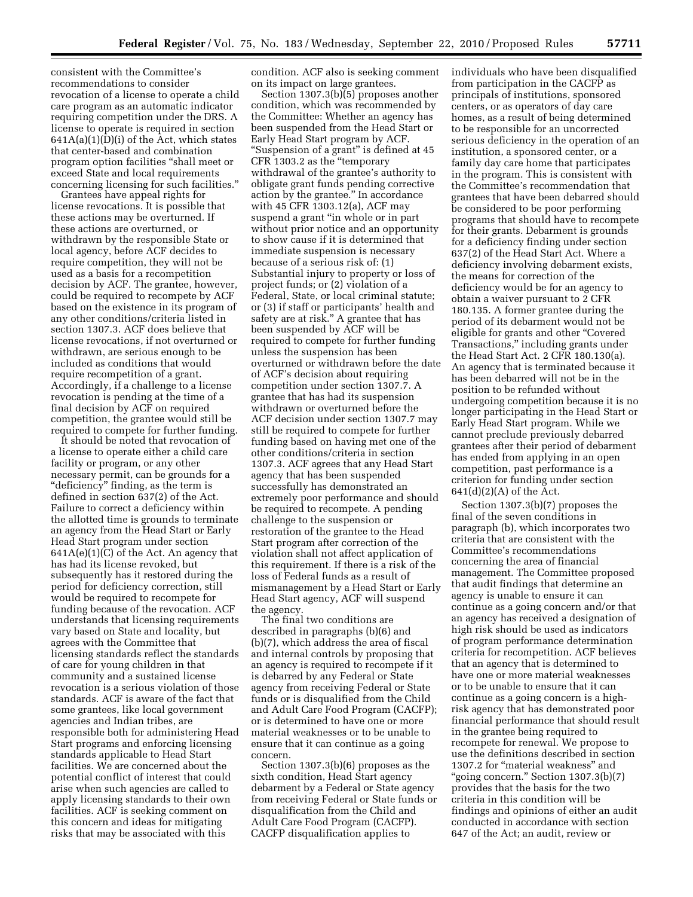consistent with the Committee's recommendations to consider revocation of a license to operate a child care program as an automatic indicator requiring competition under the DRS. A license to operate is required in section 641A(a)(1)(D)(i) of the Act, which states that center-based and combination program option facilities "shall meet or exceed State and local requirements concerning licensing for such facilities."

Grantees have appeal rights for license revocations. It is possible that these actions may be overturned. If these actions are overturned, or withdrawn by the responsible State or local agency, before ACF decides to require competition, they will not be used as a basis for a recompetition decision by ACF. The grantee, however, could be required to recompete by ACF based on the existence in its program of any other conditions/criteria listed in section 1307.3. ACF does believe that license revocations, if not overturned or withdrawn, are serious enough to be included as conditions that would require recompetition of a grant. Accordingly, if a challenge to a license revocation is pending at the time of a final decision by ACF on required competition, the grantee would still be required to compete for further funding.

It should be noted that revocation of a license to operate either a child care facility or program, or any other necessary permit, can be grounds for a "deficiency" finding, as the term is defined in section 637(2) of the Act. Failure to correct a deficiency within the allotted time is grounds to terminate an agency from the Head Start or Early Head Start program under section 641A(e)(1)(C) of the Act. An agency that has had its license revoked, but subsequently has it restored during the period for deficiency correction, still would be required to recompete for funding because of the revocation. ACF understands that licensing requirements vary based on State and locality, but agrees with the Committee that licensing standards reflect the standards of care for young children in that community and a sustained license revocation is a serious violation of those standards. ACF is aware of the fact that some grantees, like local government agencies and Indian tribes, are responsible both for administering Head Start programs and enforcing licensing standards applicable to Head Start facilities. We are concerned about the potential conflict of interest that could arise when such agencies are called to apply licensing standards to their own facilities. ACF is seeking comment on this concern and ideas for mitigating risks that may be associated with this condition. ACF also is seeking comment on its impact on large grantees.

Section 1307.3(b)(5) proposes another condition, which was recommended by the Committee: Whether an agency has been suspended from the Head Start or Early Head Start program by ACF. "Suspension of a grant" is defined at 45 CFR 1303.2 as the "temporary withdrawal of the grantee's authority to obligate grant funds pending corrective action by the grantee." In accordance with 45 CFR 1303.12(a), ACF may suspend a grant "in whole or in part without prior notice and an opportunity to show cause if it is determined that immediate suspension is necessary because of a serious risk of: (1) Substantial injury to property or loss of project funds; or (2) violation of a Federal, State, or local criminal statute; or (3) if staff or participants' health and safety are at risk." A grantee that has been suspended by ACF will be required to compete for further funding unless the suspension has been overturned or withdrawn before the date of ACF's decision about requiring competition under section 1307.7. A grantee that has had its suspension withdrawn or overturned before the ACF decision under section 1307.7 may still be required to compete for further funding based on having met one of the other conditions/criteria in section 1307.3. ACF agrees that any Head Start agency that has been suspended successfully has demonstrated an extremely poor performance and should be required to recompete. A pending challenge to the suspension or restoration of the grantee to the Head Start program after correction of the violation shall not affect application of this requirement. If there is a risk of the loss of Federal funds as a result of mismanagement by a Head Start or Early Head Start agency, ACF will suspend the agency.

The final two conditions are described in paragraphs (b)(6) and (b)(7), which address the area of fiscal and internal controls by proposing that an agency is required to recompete if it is debarred by any Federal or State agency from receiving Federal or State funds or is disqualified from the Child and Adult Care Food Program (CACFP); or is determined to have one or more material weaknesses or to be unable to ensure that it can continue as a going concern.

Section 1307.3(b)(6) proposes as the sixth condition, Head Start agency debarment by a Federal or State agency from receiving Federal or State funds or disqualification from the Child and Adult Care Food Program (CACFP). CACFP disqualification applies to individuals who have been disqualified from participation in the CACFP as principals of institutions, sponsored centers, or as operators of day care homes, as a result of being determined to be responsible for an uncorrected serious deficiency in the operation of an institution, a sponsored center, or a family day care home that participates in the program. This is consistent with the Committee's recommendation that grantees that have been debarred should be considered to be poor performing programs that should have to recompete for their grants. Debarment is grounds for a deficiency finding under section 637(2) of the Head Start Act. Where a deficiency involving debarment exists, the means for correction of the deficiency would be for an agency to obtain a waiver pursuant to 2 CFR 180.135. A former grantee during the period of its debarment would not be eligible for grants and other "Covered Transactions," including grants under the Head Start Act. 2 CFR 180.130(a). An agency that is terminated because it has been debarred will not be in the position to be refunded without undergoing competition because it is no longer participating in the Head Start or Early Head Start program. While we cannot preclude previously debarred grantees after their period of debarment has ended from applying in an open competition, past performance is a criterion for funding under section 641(d)(2)(A) of the Act.

Section 1307.3(b)(7) proposes the final of the seven conditions in paragraph (b), which incorporates two criteria that are consistent with the Committee's recommendations concerning the area of financial management. The Committee proposed that audit findings that determine an agency is unable to ensure it can continue as a going concern and/or that an agency has received a designation of high risk should be used as indicators of program performance determination criteria for recompetition. ACF believes that an agency that is determined to have one or more material weaknesses or to be unable to ensure that it can continue as a going concern is a high-risk agency that has demonstrated poor financial performance that should result in the grantee being required to recompete for renewal. We propose to use the definitions described in section 1307.2 for "material weakness" and "going concern." Section 1307.3(b)(7) provides that the basis for the two criteria in this condition will be findings and opinions of either an audit conducted in accordance with section 647 of the Act; an audit, review or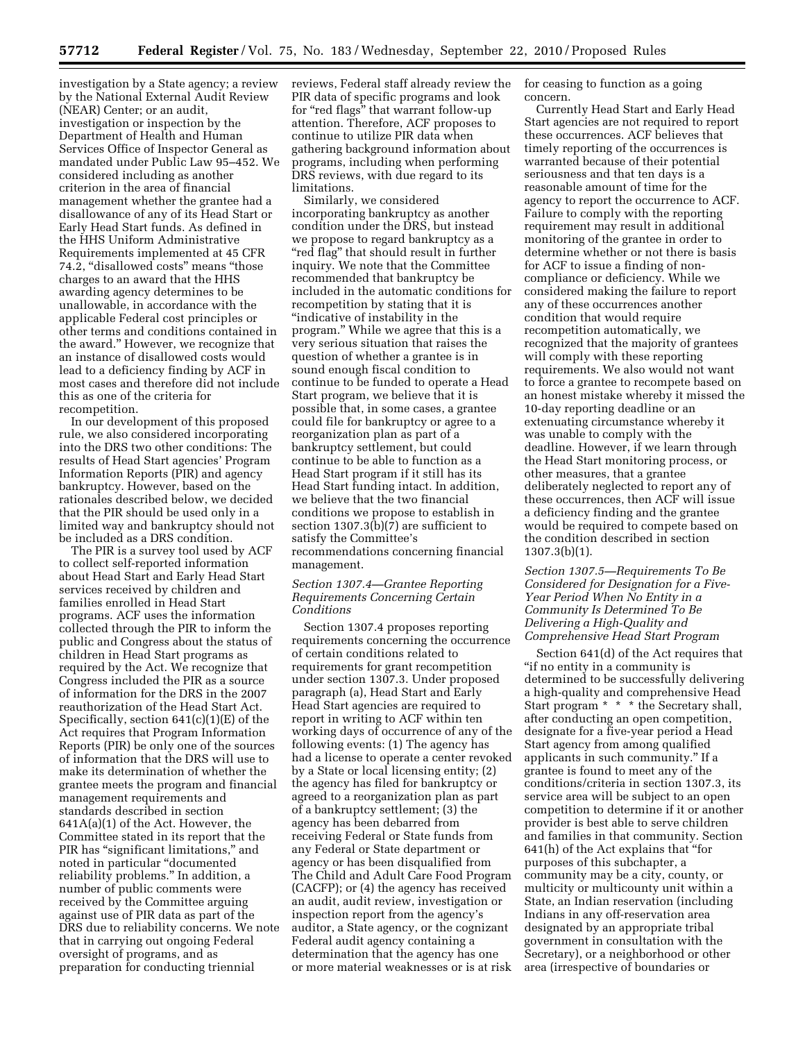investigation by a State agency; a review by the National External Audit Review (NEAR) Center; or an audit, investigation or inspection by the Department of Health and Human Services Office of Inspector General as mandated under Public Law 95–452. We considered including as another criterion in the area of financial management whether the grantee had a disallowance of any of its Head Start or Early Head Start funds. As defined in the HHS Uniform Administrative Requirements implemented at 45 CFR 74.2, "disallowed costs" means "those charges to an award that the HHS awarding agency determines to be unallowable, in accordance with the applicable Federal cost principles or other terms and conditions contained in the award." However, we recognize that an instance of disallowed costs would lead to a deficiency finding by ACF in most cases and therefore did not include this as one of the criteria for recompetition.

In our development of this proposed rule, we also considered incorporating into the DRS two other conditions: The results of Head Start agencies' Program Information Reports (PIR) and agency bankruptcy. However, based on the rationales described below, we decided that the PIR should be used only in a limited way and bankruptcy should not be included as a DRS condition.

The PIR is a survey tool used by ACF to collect self-reported information about Head Start and Early Head Start services received by children and families enrolled in Head Start programs. ACF uses the information collected through the PIR to inform the public and Congress about the status of children in Head Start programs as required by the Act. We recognize that Congress included the PIR as a source of information for the DRS in the 2007 reauthorization of the Head Start Act. Specifically, section 641(c)(1)(E) of the Act requires that Program Information Reports (PIR) be only one of the sources of information that the DRS will use to make its determination of whether the grantee meets the program and financial management requirements and standards described in section 641A(a)(1) of the Act. However, the Committee stated in its report that the PIR has "significant limitations," and noted in particular "documented reliability problems." In addition, a number of public comments were received by the Committee arguing against use of PIR data as part of the DRS due to reliability concerns. We note that in carrying out ongoing Federal oversight of programs, and as preparation for conducting triennial reviews, Federal staff already review the PIR data of specific programs and look for "red flags" that warrant follow-up attention. Therefore, ACF proposes to continue to utilize PIR data when gathering background information about programs, including when performing DRS reviews, with due regard to its limitations.

Similarly, we considered incorporating bankruptcy as another condition under the DRS, but instead we propose to regard bankruptcy as a "red flag" that should result in further inquiry. We note that the Committee recommended that bankruptcy be included in the automatic conditions for recompetition by stating that it is "indicative of instability in the program." While we agree that this is a very serious situation that raises the question of whether a grantee is in sound enough fiscal condition to continue to be funded to operate a Head Start program, we believe that it is possible that, in some cases, a grantee could file for bankruptcy or agree to a reorganization plan as part of a bankruptcy settlement, but could continue to be able to function as a Head Start program if it still has its Head Start funding intact. In addition, we believe that the two financial conditions we propose to establish in section 1307.3(b)(7) are sufficient to satisfy the Committee's recommendations concerning financial management.

*Section 1307.4—Grantee Reporting Requirements Concerning Certain Conditions*

Section 1307.4 proposes reporting requirements concerning the occurrence of certain conditions related to requirements for grant recompetition under section 1307.3. Under proposed paragraph (a), Head Start and Early Head Start agencies are required to report in writing to ACF within ten working days of occurrence of any of the following events: (1) The agency has had a license to operate a center revoked by a State or local licensing entity; (2) the agency has filed for bankruptcy or agreed to a reorganization plan as part of a bankruptcy settlement; (3) the agency has been debarred from receiving Federal or State funds from any Federal or State department or agency or has been disqualified from The Child and Adult Care Food Program (CACFP); or (4) the agency has received an audit, audit review, investigation or inspection report from the agency's auditor, a State agency, or the cognizant Federal audit agency containing a determination that the agency has one or more material weaknesses or is at risk for ceasing to function as a going concern.

Currently Head Start and Early Head Start agencies are not required to report these occurrences. ACF believes that timely reporting of the occurrences is warranted because of their potential seriousness and that ten days is a reasonable amount of time for the agency to report the occurrence to ACF. Failure to comply with the reporting requirement may result in additional monitoring of the grantee in order to determine whether or not there is basis for ACF to issue a finding of non-compliance or deficiency. While we considered making the failure to report any of these occurrences another condition that would require recompetition automatically, we recognized that the majority of grantees will comply with these reporting requirements. We also would not want to force a grantee to recompete based on an honest mistake whereby it missed the 10-day reporting deadline or an extenuating circumstance whereby it was unable to comply with the deadline. However, if we learn through the Head Start monitoring process, or other measures, that a grantee deliberately neglected to report any of these occurrences, then ACF will issue a deficiency finding and the grantee would be required to compete based on the condition described in section 1307.3(b)(1).

*Section 1307.5—Requirements To Be Considered for Designation for a Five-Year Period When No Entity in a Community Is Determined To Be Delivering a High-Quality and Comprehensive Head Start Program*

Section 641(d) of the Act requires that "if no entity in a community is determined to be successfully delivering a high-quality and comprehensive Head Start program * * * the Secretary shall, after conducting an open competition, designate for a five-year period a Head Start agency from among qualified applicants in such community." If a grantee is found to meet any of the conditions/criteria in section 1307.3, its service area will be subject to an open competition to determine if it or another provider is best able to serve children and families in that community. Section 641(h) of the Act explains that "for purposes of this subchapter, a community may be a city, county, or multicity or multicounty unit within a State, an Indian reservation (including Indians in any off-reservation area designated by an appropriate tribal government in consultation with the Secretary), or a neighborhood or other area (irrespective of boundaries or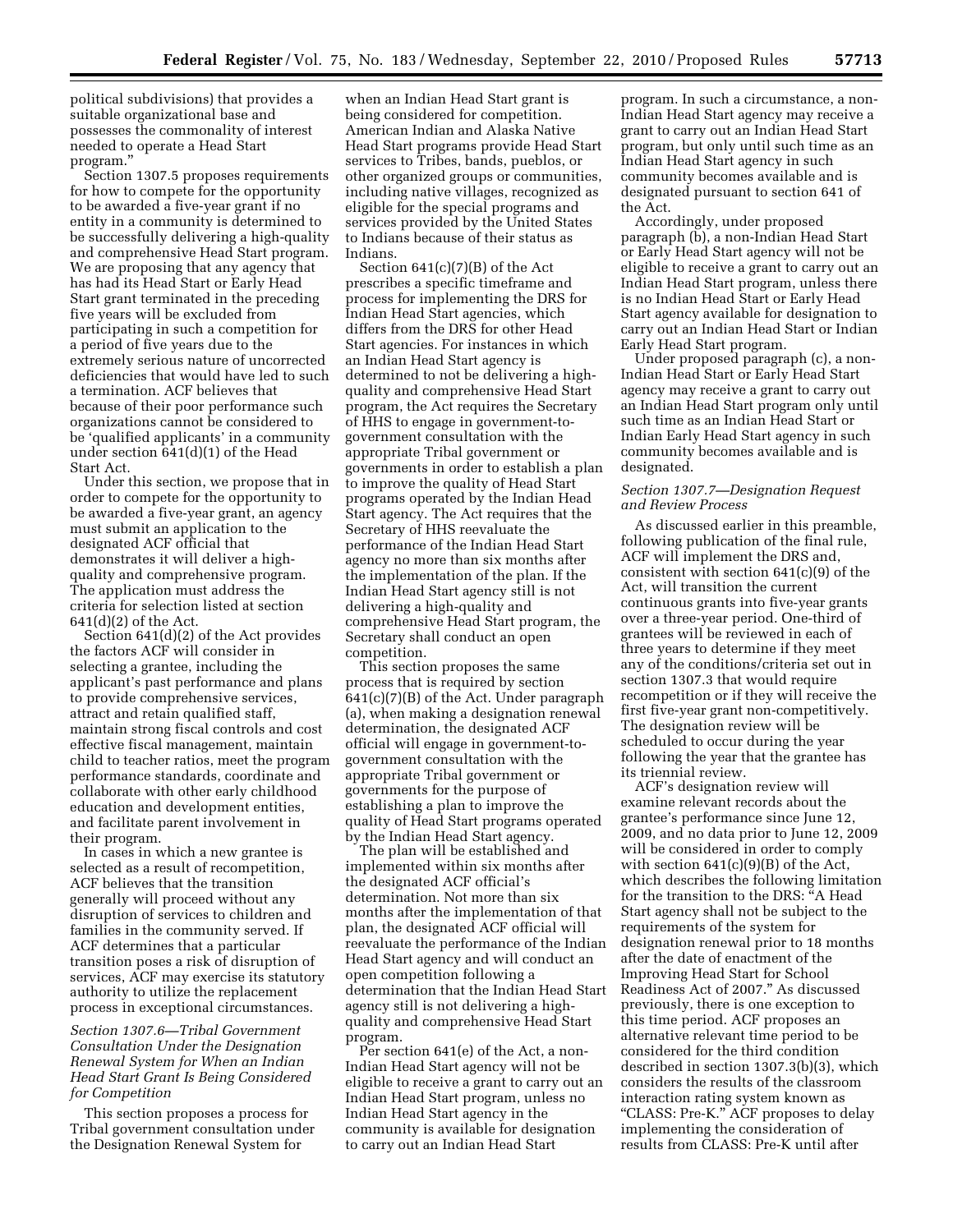political subdivisions) that provides a suitable organizational base and possesses the commonality of interest needed to operate a Head Start program."

Section 1307.5 proposes requirements for how to compete for the opportunity to be awarded a five-year grant if no entity in a community is determined to be successfully delivering a high-quality and comprehensive Head Start program. We are proposing that any agency that has had its Head Start or Early Head Start grant terminated in the preceding five years will be excluded from participating in such a competition for a period of five years due to the extremely serious nature of uncorrected deficiencies that would have led to such a termination. ACF believes that because of their poor performance such organizations cannot be considered to be 'qualified applicants' in a community under section 641(d)(1) of the Head Start Act.

Under this section, we propose that in order to compete for the opportunity to be awarded a five-year grant, an agency must submit an application to the designated ACF official that demonstrates it will deliver a high-quality and comprehensive program. The application must address the criteria for selection listed at section 641(d)(2) of the Act.

Section 641(d)(2) of the Act provides the factors ACF will consider in selecting a grantee, including the applicant's past performance and plans to provide comprehensive services, attract and retain qualified staff, maintain strong fiscal controls and cost effective fiscal management, maintain child to teacher ratios, meet the program performance standards, coordinate and collaborate with other early childhood education and development entities, and facilitate parent involvement in their program.

In cases in which a new grantee is selected as a result of recompetition, ACF believes that the transition generally will proceed without any disruption of services to children and families in the community served. If ACF determines that a particular transition poses a risk of disruption of services, ACF may exercise its statutory authority to utilize the replacement process in exceptional circumstances.

*Section 1307.6—Tribal Government Consultation Under the Designation Renewal System for When an Indian Head Start Grant Is Being Considered for Competition*

This section proposes a process for Tribal government consultation under the Designation Renewal System for when an Indian Head Start grant is being considered for competition. American Indian and Alaska Native Head Start programs provide Head Start services to Tribes, bands, pueblos, or other organized groups or communities, including native villages, recognized as eligible for the special programs and services provided by the United States to Indians because of their status as Indians.

Section 641(c)(7)(B) of the Act prescribes a specific timeframe and process for implementing the DRS for Indian Head Start agencies, which differs from the DRS for other Head Start agencies. For instances in which an Indian Head Start agency is determined to not be delivering a high-quality and comprehensive Head Start program, the Act requires the Secretary of HHS to engage in government-to-government consultation with the appropriate Tribal government or governments in order to establish a plan to improve the quality of Head Start programs operated by the Indian Head Start agency. The Act requires that the Secretary of HHS reevaluate the performance of the Indian Head Start agency no more than six months after the implementation of the plan. If the Indian Head Start agency still is not delivering a high-quality and comprehensive Head Start program, the Secretary shall conduct an open competition.

This section proposes the same process that is required by section 641(c)(7)(B) of the Act. Under paragraph (a), when making a designation renewal determination, the designated ACF official will engage in government-to-government consultation with the appropriate Tribal government or governments for the purpose of establishing a plan to improve the quality of Head Start programs operated by the Indian Head Start agency.

The plan will be established and implemented within six months after the designated ACF official's determination. Not more than six months after the implementation of that plan, the designated ACF official will reevaluate the performance of the Indian Head Start agency and will conduct an open competition following a determination that the Indian Head Start agency still is not delivering a high-quality and comprehensive Head Start program.

Per section 641(e) of the Act, a non-Indian Head Start agency will not be eligible to receive a grant to carry out an Indian Head Start program, unless no Indian Head Start agency in the community is available for designation to carry out an Indian Head Start program. In such a circumstance, a non-Indian Head Start agency may receive a grant to carry out an Indian Head Start program, but only until such time as an Indian Head Start agency in such community becomes available and is designated pursuant to section 641 of the Act.

Accordingly, under proposed paragraph (b), a non-Indian Head Start or Early Head Start agency will not be eligible to receive a grant to carry out an Indian Head Start program, unless there is no Indian Head Start or Early Head Start agency available for designation to carry out an Indian Head Start or Indian Early Head Start program.

Under proposed paragraph (c), a non-Indian Head Start or Early Head Start agency may receive a grant to carry out an Indian Head Start program only until such time as an Indian Head Start or Indian Early Head Start agency in such community becomes available and is designated.

*Section 1307.7—Designation Request and Review Process*

As discussed earlier in this preamble, following publication of the final rule, ACF will implement the DRS and, consistent with section 641(c)(9) of the Act, will transition the current continuous grants into five-year grants over a three-year period. One-third of grantees will be reviewed in each of three years to determine if they meet any of the conditions/criteria set out in section 1307.3 that would require recompetition or if they will receive the first five-year grant non-competitively. The designation review will be scheduled to occur during the year following the year that the grantee has its triennial review.

ACF's designation review will examine relevant records about the grantee's performance since June 12, 2009, and no data prior to June 12, 2009 will be considered in order to comply with section 641(c)(9)(B) of the Act, which describes the following limitation for the transition to the DRS: "A Head Start agency shall not be subject to the requirements of the system for designation renewal prior to 18 months after the date of enactment of the Improving Head Start for School Readiness Act of 2007." As discussed previously, there is one exception to this time period. ACF proposes an alternative relevant time period to be considered for the third condition described in section 1307.3(b)(3), which considers the results of the classroom interaction rating system known as "CLASS: Pre-K." ACF proposes to delay implementing the consideration of results from CLASS: Pre-K until after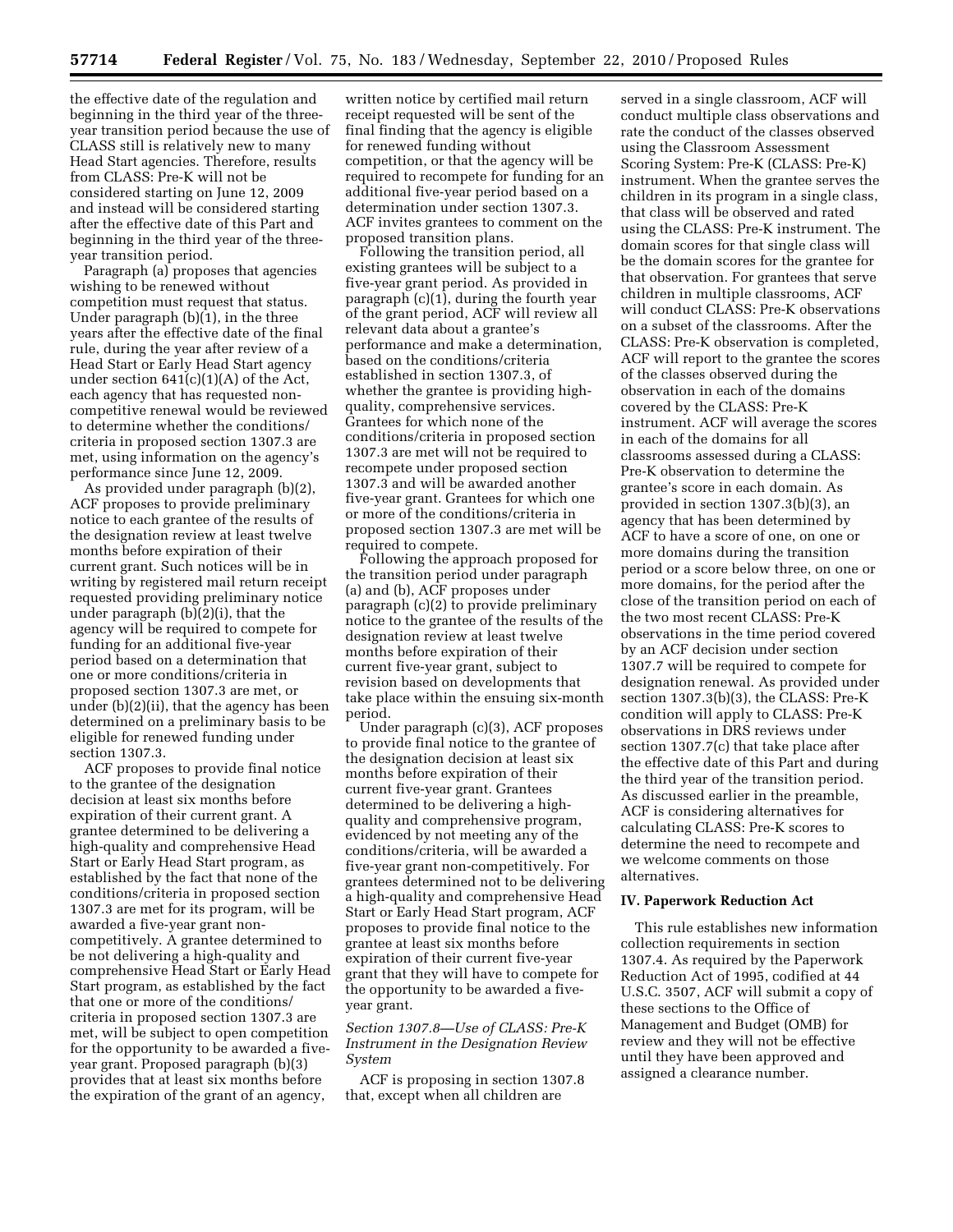the effective date of the regulation and beginning in the third year of the three-year transition period because the use of CLASS still is relatively new to many Head Start agencies. Therefore, results from CLASS: Pre-K will not be considered starting on June 12, 2009 and instead will be considered starting after the effective date of this Part and beginning in the third year of the three-year transition period.

Paragraph (a) proposes that agencies wishing to be renewed without competition must request that status. Under paragraph (b)(1), in the three years after the effective date of the final rule, during the year after review of a Head Start or Early Head Start agency under section 641(c)(1)(A) of the Act, each agency that has requested non-competitive renewal would be reviewed to determine whether the conditions/criteria in proposed section 1307.3 are met, using information on the agency's performance since June 12, 2009.

As provided under paragraph (b)(2), ACF proposes to provide preliminary notice to each grantee of the results of the designation review at least twelve months before expiration of their current grant. Such notices will be in writing by registered mail return receipt requested providing preliminary notice under paragraph (b)(2)(i), that the agency will be required to compete for funding for an additional five-year period based on a determination that one or more conditions/criteria in proposed section 1307.3 are met, or under (b)(2)(ii), that the agency has been determined on a preliminary basis to be eligible for renewed funding under section 1307.3.

ACF proposes to provide final notice to the grantee of the designation decision at least six months before expiration of their current grant. A grantee determined to be delivering a high-quality and comprehensive Head Start or Early Head Start program, as established by the fact that none of the conditions/criteria in proposed section 1307.3 are met for its program, will be awarded a five-year grant non-competitively. A grantee determined to be not delivering a high-quality and comprehensive Head Start or Early Head Start program, as established by the fact that one or more of the conditions/criteria in proposed section 1307.3 are met, will be subject to open competition for the opportunity to be awarded a five-year grant. Proposed paragraph (b)(3) provides that at least six months before the expiration of the grant of an agency, written notice by certified mail return receipt requested will be sent of the final finding that the agency is eligible for renewed funding without competition, or that the agency will be required to recompete for funding for an additional five-year period based on a determination under section 1307.3. ACF invites grantees to comment on the proposed transition plans.

Following the transition period, all existing grantees will be subject to a five-year grant period. As provided in paragraph (c)(1), during the fourth year of the grant period, ACF will review all relevant data about a grantee's performance and make a determination, based on the conditions/criteria established in section 1307.3, of whether the grantee is providing high-quality, comprehensive services. Grantees for which none of the conditions/criteria in proposed section 1307.3 are met will not be required to recompete under proposed section 1307.3 and will be awarded another five-year grant. Grantees for which one or more of the conditions/criteria in proposed section 1307.3 are met will be required to compete.

Following the approach proposed for the transition period under paragraph (a) and (b), ACF proposes under paragraph (c)(2) to provide preliminary notice to the grantee of the results of the designation review at least twelve months before expiration of their current five-year grant, subject to revision based on developments that take place within the ensuing six-month period.

Under paragraph (c)(3), ACF proposes to provide final notice to the grantee of the designation decision at least six months before expiration of their current five-year grant. Grantees determined to be delivering a high-quality and comprehensive program, evidenced by not meeting any of the conditions/criteria, will be awarded a five-year grant non-competitively. For grantees determined not to be delivering a high-quality and comprehensive Head Start or Early Head Start program, ACF proposes to provide final notice to the grantee at least six months before expiration of their current five-year grant that they will have to compete for the opportunity to be awarded a five-year grant.

### *Section 1307.8—Use of CLASS: Pre-K Instrument in the Designation Review System*

ACF is proposing in section 1307.8 that, except when all children are served in a single classroom, ACF will conduct multiple class observations and rate the conduct of the classes observed using the Classroom Assessment Scoring System: Pre-K (CLASS: Pre-K) instrument. When the grantee serves the children in its program in a single class, that class will be observed and rated using the CLASS: Pre-K instrument. The domain scores for that single class will be the domain scores for the grantee for that observation. For grantees that serve children in multiple classrooms, ACF will conduct CLASS: Pre-K observations on a subset of the classrooms. After the CLASS: Pre-K observation is completed, ACF will report to the grantee the scores of the classes observed during the observation in each of the domains covered by the CLASS: Pre-K instrument. ACF will average the scores in each of the domains for all classrooms assessed during a CLASS: Pre-K observation to determine the grantee's score in each domain. As provided in section 1307.3(b)(3), an agency that has been determined by ACF to have a score of one, on one or more domains during the transition period or a score below three, on one or more domains, for the period after the close of the transition period on each of the two most recent CLASS: Pre-K observations in the time period covered by an ACF decision under section 1307.7 will be required to compete for designation renewal. As provided under section 1307.3(b)(3), the CLASS: Pre-K condition will apply to CLASS: Pre-K observations in DRS reviews under section 1307.7(c) that take place after the effective date of this Part and during the third year of the transition period. As discussed earlier in the preamble, ACF is considering alternatives for calculating CLASS: Pre-K scores to determine the need to recompete and we welcome comments on those alternatives.

## IV. Paperwork Reduction Act

This rule establishes new information collection requirements in section 1307.4. As required by the Paperwork Reduction Act of 1995, codified at 44 U.S.C. 3507, ACF will submit a copy of these sections to the Office of Management and Budget (OMB) for review and they will not be effective until they have been approved and assigned a clearance number.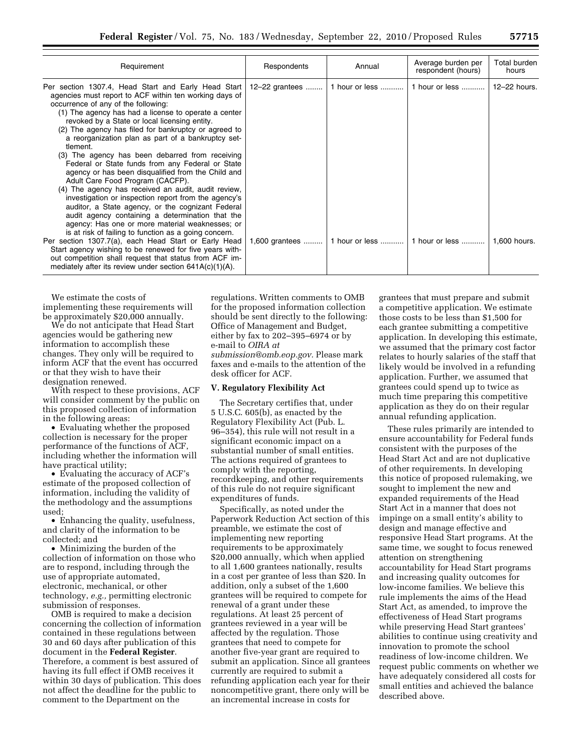| Requirement | Respondents | Annual | Average burden per respondent (hours) | Total burden hours |
|---|---|---|---|---|
| Per section 1307.4, Head Start and Early Head Start agencies must report to ACF within ten working days of occurrence of any of the following: (1) The agency has had a license to operate a center revoked by a State or local licensing entity. (2) The agency has filed for bankruptcy or agreed to a reorganization plan as part of a bankruptcy settlement. (3) The agency has been debarred from receiving Federal or State funds from any Federal or State agency or has been disqualified from the Child and Adult Care Food Program (CACFP). (4) The agency has received an audit, audit review, investigation or inspection report from the agency's auditor, a State agency, or the cognizant Federal audit agency containing a determination that the agency: Has one or more material weaknesses; or is at risk of failing to function as a going concern. | 12–22 grantees | 1 hour or less | 1 hour or less | 12–22 hours. |
| Per section 1307.7(a), each Head Start or Early Head Start agency wishing to be renewed for five years without competition shall request that status from ACF immediately after its review under section 641A(c)(1)(A). | 1,600 grantees | 1 hour or less | 1 hour or less | 1,600 hours. |

We estimate the costs of implementing these requirements will be approximately $20,000 annually.

We do not anticipate that Head Start agencies would be gathering new information to accomplish these changes. They only will be required to inform ACF that the event has occurred or that they wish to have their designation renewed.

With respect to these provisions, ACF will consider comment by the public on this proposed collection of information in the following areas:

- Evaluating whether the proposed collection is necessary for the proper performance of the functions of ACF, including whether the information will have practical utility;
- Evaluating the accuracy of ACF's estimate of the proposed collection of information, including the validity of the methodology and the assumptions used;
- Enhancing the quality, usefulness, and clarity of the information to be collected; and
- Minimizing the burden of the collection of information on those who are to respond, including through the use of appropriate automated, electronic, mechanical, or other technology, *e.g.,* permitting electronic submission of responses.

OMB is required to make a decision concerning the collection of information contained in these regulations between 30 and 60 days after publication of this document in the **Federal Register**. Therefore, a comment is best assured of having its full effect if OMB receives it within 30 days of publication. This does not affect the deadline for the public to comment to the Department on the regulations. Written comments to OMB for the proposed information collection should be sent directly to the following: Office of Management and Budget, either by fax to 202–395–6974 or by e-mail to *OIRA at submission@omb.eop.gov.* Please mark faxes and e-mails to the attention of the desk officer for ACF.

## V. Regulatory Flexibility Act

The Secretary certifies that, under 5 U.S.C. 605(b), as enacted by the Regulatory Flexibility Act (Pub. L. 96–354), this rule will not result in a significant economic impact on a substantial number of small entities. The actions required of grantees to comply with the reporting, recordkeeping, and other requirements of this rule do not require significant expenditures of funds.

Specifically, as noted under the Paperwork Reduction Act section of this preamble, we estimate the cost of implementing new reporting requirements to be approximately $20,000 annually, which when applied to all 1,600 grantees nationally, results in a cost per grantee of less than $20. In addition, only a subset of the 1,600 grantees will be required to compete for renewal of a grant under these regulations. At least 25 percent of grantees reviewed in a year will be affected by the regulation. Those grantees that need to compete for another five-year grant are required to submit an application. Since all grantees currently are required to submit a refunding application each year for their noncompetitive grant, there only will be an incremental increase in costs for grantees that must prepare and submit a competitive application. We estimate those costs to be less than $1,500 for each grantee submitting a competitive application. In developing this estimate, we assumed that the primary cost factor relates to hourly salaries of the staff that likely would be involved in a refunding application. Further, we assumed that grantees could spend up to twice as much time preparing this competitive application as they do on their regular annual refunding application.

These rules primarily are intended to ensure accountability for Federal funds consistent with the purposes of the Head Start Act and are not duplicative of other requirements. In developing this notice of proposed rulemaking, we sought to implement the new and expanded requirements of the Head Start Act in a manner that does not impinge on a small entity's ability to design and manage effective and responsive Head Start programs. At the same time, we sought to focus renewed attention on strengthening accountability for Head Start programs and increasing quality outcomes for low-income families. We believe this rule implements the aims of the Head Start Act, as amended, to improve the effectiveness of Head Start programs while preserving Head Start grantees' abilities to continue using creativity and innovation to promote the school readiness of low-income children. We request public comments on whether we have adequately considered all costs for small entities and achieved the balance described above.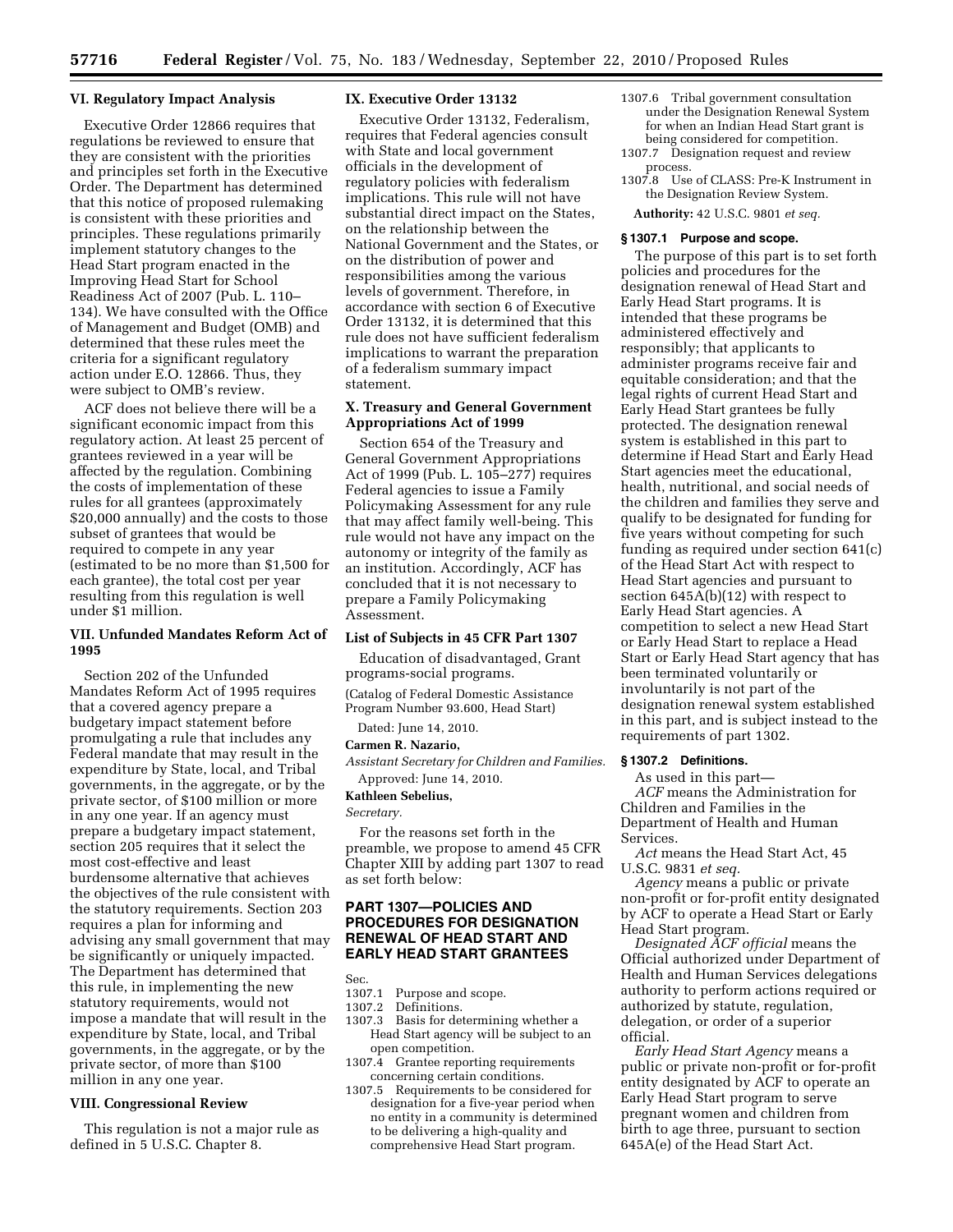### VI. Regulatory Impact Analysis

Executive Order 12866 requires that regulations be reviewed to ensure that they are consistent with the priorities and principles set forth in the Executive Order. The Department has determined that this notice of proposed rulemaking is consistent with these priorities and principles. These regulations primarily implement statutory changes to the Head Start program enacted in the Improving Head Start for School Readiness Act of 2007 (Pub. L. 110–134). We have consulted with the Office of Management and Budget (OMB) and determined that these rules meet the criteria for a significant regulatory action under E.O. 12866. Thus, they were subject to OMB's review.

ACF does not believe there will be a significant economic impact from this regulatory action. At least 25 percent of grantees reviewed in a year will be affected by the regulation. Combining the costs of implementation of these rules for all grantees (approximately $20,000 annually) and the costs to those subset of grantees that would be required to compete in any year (estimated to be no more than $1,500 for each grantee), the total cost per year resulting from this regulation is well under $1 million.

### VII. Unfunded Mandates Reform Act of 1995

Section 202 of the Unfunded Mandates Reform Act of 1995 requires that a covered agency prepare a budgetary impact statement before promulgating a rule that includes any Federal mandate that may result in the expenditure by State, local, and Tribal governments, in the aggregate, or by the private sector, of $100 million or more in any one year. If an agency must prepare a budgetary impact statement, section 205 requires that it select the most cost-effective and least burdensome alternative that achieves the objectives of the rule consistent with the statutory requirements. Section 203 requires a plan for informing and advising any small government that may be significantly or uniquely impacted. The Department has determined that this rule, in implementing the new statutory requirements, would not impose a mandate that will result in the expenditure by State, local, and Tribal governments, in the aggregate, or by the private sector, of more than $100 million in any one year.

### VIII. Congressional Review

This regulation is not a major rule as defined in 5 U.S.C. Chapter 8.

### IX. Executive Order 13132

Executive Order 13132, Federalism, requires that Federal agencies consult with State and local government officials in the development of regulatory policies with federalism implications. This rule will not have substantial direct impact on the States, on the relationship between the National Government and the States, or on the distribution of power and responsibilities among the various levels of government. Therefore, in accordance with section 6 of Executive Order 13132, it is determined that this rule does not have sufficient federalism implications to warrant the preparation of a federalism summary impact statement.

### X. Treasury and General Government Appropriations Act of 1999

Section 654 of the Treasury and General Government Appropriations Act of 1999 (Pub. L. 105–277) requires Federal agencies to issue a Family Policymaking Assessment for any rule that may affect family well-being. This rule would not have any impact on the autonomy or integrity of the family as an institution. Accordingly, ACF has concluded that it is not necessary to prepare a Family Policymaking Assessment.

### List of Subjects in 45 CFR Part 1307

Education of disadvantaged, Grant programs-social programs.

(Catalog of Federal Domestic Assistance Program Number 93.600, Head Start)

Dated: June 14, 2010.

**Carmen R. Nazario,**

*Assistant Secretary for Children and Families.*

Approved: June 14, 2010.

**Kathleen Sebelius,**

*Secretary.*

For the reasons set forth in the preamble, we propose to amend 45 CFR Chapter XIII by adding part 1307 to read as set forth below:

## PART 1307—POLICIES AND PROCEDURES FOR DESIGNATION RENEWAL OF HEAD START AND EARLY HEAD START GRANTEES

Sec.

1307.1 Purpose and scope.

1307.2 Definitions.

1307.3 Basis for determining whether a Head Start agency will be subject to an open competition.

1307.4 Grantee reporting requirements concerning certain conditions.

1307.5 Requirements to be considered for designation for a five-year period when no entity in a community is determined to be delivering a high-quality and comprehensive Head Start program.

1307.6 Tribal government consultation under the Designation Renewal System for when an Indian Head Start grant is being considered for competition.

1307.7 Designation request and review process.

1307.8 Use of CLASS: Pre-K Instrument in the Designation Review System.

**Authority:** 42 U.S.C. 9801 *et seq.*

### § 1307.1 Purpose and scope.

The purpose of this part is to set forth policies and procedures for the designation renewal of Head Start and Early Head Start programs. It is intended that these programs be administered effectively and responsibly; that applicants to administer programs receive fair and equitable consideration; and that the legal rights of current Head Start and Early Head Start grantees be fully protected. The designation renewal system is established in this part to determine if Head Start and Early Head Start agencies meet the educational, health, nutritional, and social needs of the children and families they serve and qualify to be designated for funding for five years without competing for such funding as required under section 641(c) of the Head Start Act with respect to Head Start agencies and pursuant to section 645A(b)(12) with respect to Early Head Start agencies. A competition to select a new Head Start or Early Head Start to replace a Head Start or Early Head Start agency that has been terminated voluntarily or involuntarily is not part of the designation renewal system established in this part, and is subject instead to the requirements of part 1302.

### § 1307.2 Definitions.

As used in this part—

*ACF* means the Administration for Children and Families in the Department of Health and Human Services.

*Act* means the Head Start Act, 45 U.S.C. 9831 *et seq.*

*Agency* means a public or private non-profit or for-profit entity designated by ACF to operate a Head Start or Early Head Start program.

*Designated ACF official* means the Official authorized under Department of Health and Human Services delegations authority to perform actions required or authorized by statute, regulation, delegation, or order of a superior official.

*Early Head Start Agency* means a public or private non-profit or for-profit entity designated by ACF to operate an Early Head Start program to serve pregnant women and children from birth to age three, pursuant to section 645A(e) of the Head Start Act.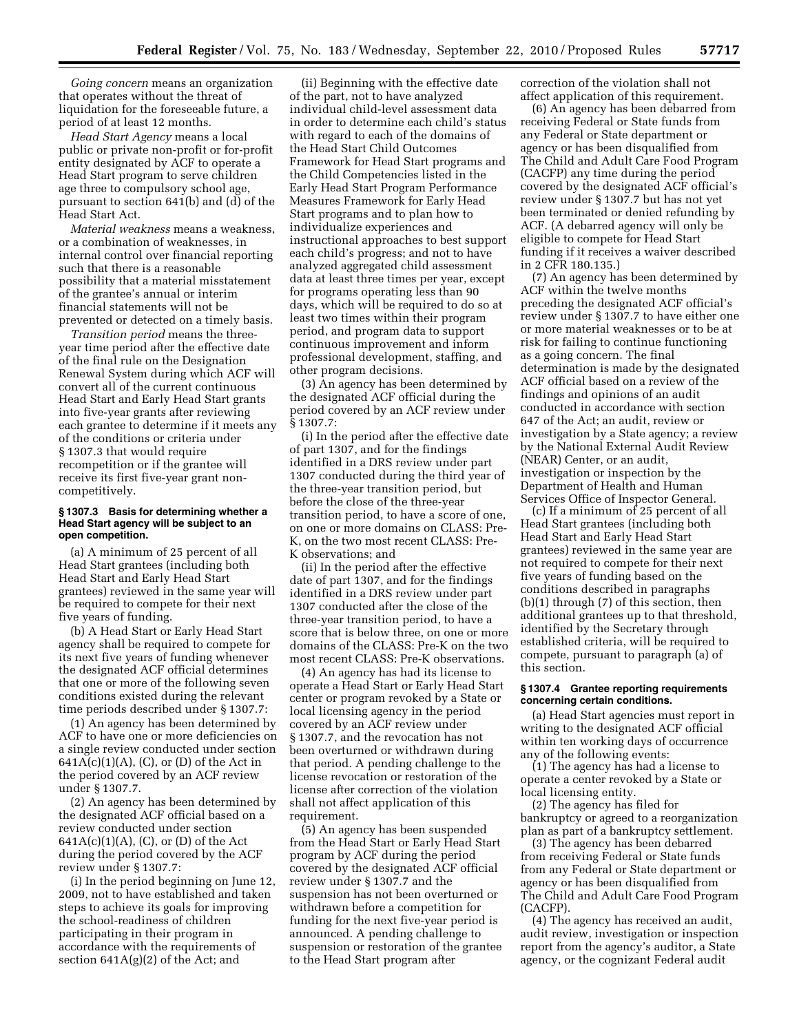*Going concern* means an organization that operates without the threat of liquidation for the foreseeable future, a period of at least 12 months.

*Head Start Agency* means a local public or private non-profit or for-profit entity designated by ACF to operate a Head Start program to serve children age three to compulsory school age, pursuant to section 641(b) and (d) of the Head Start Act.

*Material weakness* means a weakness, or a combination of weaknesses, in internal control over financial reporting such that there is a reasonable possibility that a material misstatement of the grantee's annual or interim financial statements will not be prevented or detected on a timely basis.

*Transition period* means the three-year time period after the effective date of the final rule on the Designation Renewal System during which ACF will convert all of the current continuous Head Start and Early Head Start grants into five-year grants after reviewing each grantee to determine if it meets any of the conditions or criteria under § 1307.3 that would require recompetition or if the grantee will receive its first five-year grant non-competitively.

#### § 1307.3 Basis for determining whether a Head Start agency will be subject to an open competition.

(a) A minimum of 25 percent of all Head Start grantees (including both Head Start and Early Head Start grantees) reviewed in the same year will be required to compete for their next five years of funding.

(b) A Head Start or Early Head Start agency shall be required to compete for its next five years of funding whenever the designated ACF official determines that one or more of the following seven conditions existed during the relevant time periods described under § 1307.7:

(1) An agency has been determined by ACF to have one or more deficiencies on a single review conducted under section 641A(c)(1)(A), (C), or (D) of the Act in the period covered by an ACF review under § 1307.7.

(2) An agency has been determined by the designated ACF official based on a review conducted under section 641A(c)(1)(A), (C), or (D) of the Act during the period covered by the ACF review under § 1307.7:

(i) In the period beginning on June 12, 2009, not to have established and taken steps to achieve its goals for improving the school-readiness of children participating in their program in accordance with the requirements of section 641A(g)(2) of the Act; and

(ii) Beginning with the effective date of the part, not to have analyzed individual child-level assessment data in order to determine each child's status with regard to each of the domains of the Head Start Child Outcomes Framework for Head Start programs and the Child Competencies listed in the Early Head Start Program Performance Measures Framework for Early Head Start programs and to plan how to individualize experiences and instructional approaches to best support each child's progress; and not to have analyzed aggregated child assessment data at least three times per year, except for programs operating less than 90 days, which will be required to do so at least two times within their program period, and program data to support continuous improvement and inform professional development, staffing, and other program decisions.

(3) An agency has been determined by the designated ACF official during the period covered by an ACF review under § 1307.7:

(i) In the period after the effective date of part 1307, and for the findings identified in a DRS review under part 1307 conducted during the third year of the three-year transition period, but before the close of the three-year transition period, to have a score of one, on one or more domains on CLASS: Pre-K, on the two most recent CLASS: Pre-K observations; and

(ii) In the period after the effective date of part 1307, and for the findings identified in a DRS review under part 1307 conducted after the close of the three-year transition period, to have a score that is below three, on one or more domains of the CLASS: Pre-K on the two most recent CLASS: Pre-K observations.

(4) An agency has had its license to operate a Head Start or Early Head Start center or program revoked by a State or local licensing agency in the period covered by an ACF review under § 1307.7, and the revocation has not been overturned or withdrawn during that period. A pending challenge to the license revocation or restoration of the license after correction of the violation shall not affect application of this requirement.

(5) An agency has been suspended from the Head Start or Early Head Start program by ACF during the period covered by the designated ACF official review under § 1307.7 and the suspension has not been overturned or withdrawn before a competition for funding for the next five-year period is announced. A pending challenge to suspension or restoration of the grantee to the Head Start program after correction of the violation shall not affect application of this requirement.

(6) An agency has been debarred from receiving Federal or State funds from any Federal or State department or agency or has been disqualified from The Child and Adult Care Food Program (CACFP) any time during the period covered by the designated ACF official's review under § 1307.7 but has not yet been terminated or denied refunding by ACF. (A debarred agency will only be eligible to compete for Head Start funding if it receives a waiver described in 2 CFR 180.135.)

(7) An agency has been determined by ACF within the twelve months preceding the designated ACF official's review under § 1307.7 to have either one or more material weaknesses or to be at risk for failing to continue functioning as a going concern. The final determination is made by the designated ACF official based on a review of the findings and opinions of an audit conducted in accordance with section 647 of the Act; an audit, review or investigation by a State agency; a review by the National External Audit Review (NEAR) Center, or an audit, investigation or inspection by the Department of Health and Human Services Office of Inspector General.

(c) If a minimum of 25 percent of all Head Start grantees (including both Head Start and Early Head Start grantees) reviewed in the same year are not required to compete for their next five years of funding based on the conditions described in paragraphs (b)(1) through (7) of this section, then additional grantees up to that threshold, identified by the Secretary through established criteria, will be required to compete, pursuant to paragraph (a) of this section.

#### § 1307.4 Grantee reporting requirements concerning certain conditions.

(a) Head Start agencies must report in writing to the designated ACF official within ten working days of occurrence any of the following events:

(1) The agency has had a license to operate a center revoked by a State or local licensing entity.

(2) The agency has filed for bankruptcy or agreed to a reorganization plan as part of a bankruptcy settlement.

(3) The agency has been debarred from receiving Federal or State funds from any Federal or State department or agency or has been disqualified from The Child and Adult Care Food Program (CACFP).

(4) The agency has received an audit, audit review, investigation or inspection report from the agency's auditor, a State agency, or the cognizant Federal audit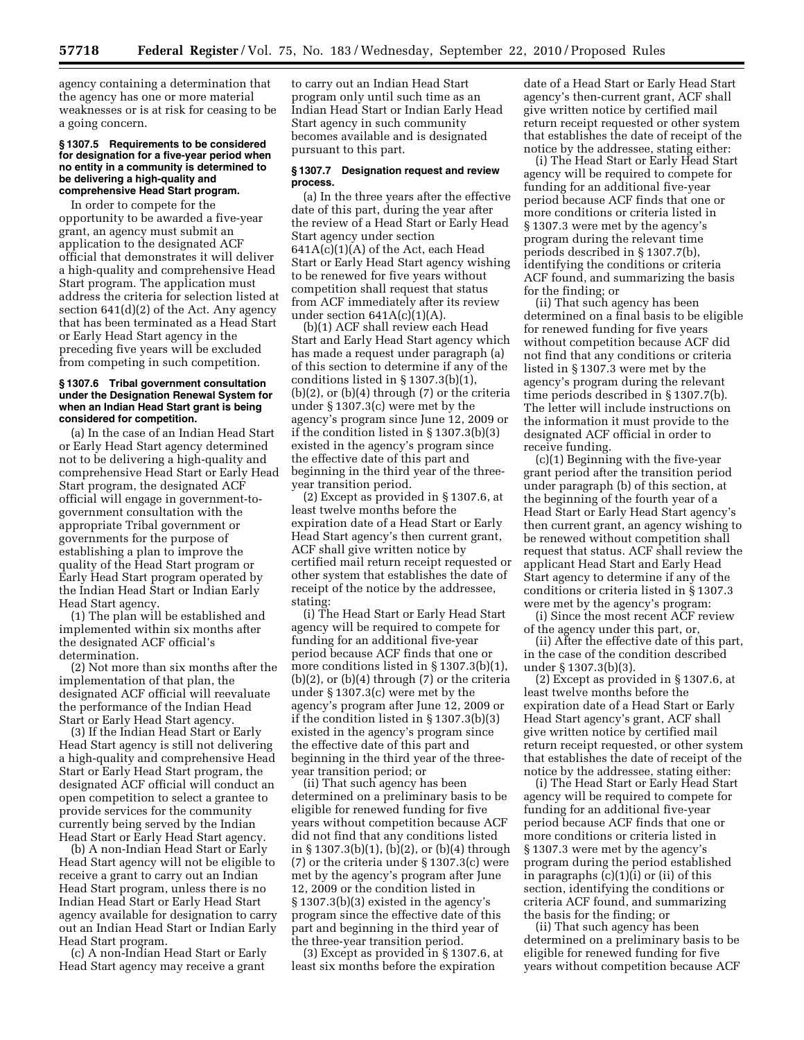agency containing a determination that the agency has one or more material weaknesses or is at risk for ceasing to be a going concern.

#### § 1307.5 Requirements to be considered for designation for a five-year period when no entity in a community is determined to be delivering a high-quality and comprehensive Head Start program.

In order to compete for the opportunity to be awarded a five-year grant, an agency must submit an application to the designated ACF official that demonstrates it will deliver a high-quality and comprehensive Head Start program. The application must address the criteria for selection listed at section 641(d)(2) of the Act. Any agency that has been terminated as a Head Start or Early Head Start agency in the preceding five years will be excluded from competing in such competition.

#### § 1307.6 Tribal government consultation under the Designation Renewal System for when an Indian Head Start grant is being considered for competition.

(a) In the case of an Indian Head Start or Early Head Start agency determined not to be delivering a high-quality and comprehensive Head Start or Early Head Start program, the designated ACF official will engage in government-to-government consultation with the appropriate Tribal government or governments for the purpose of establishing a plan to improve the quality of the Head Start program or Early Head Start program operated by the Indian Head Start or Indian Early Head Start agency.

(1) The plan will be established and implemented within six months after the designated ACF official's determination.

(2) Not more than six months after the implementation of that plan, the designated ACF official will reevaluate the performance of the Indian Head Start or Early Head Start agency.

(3) If the Indian Head Start or Early Head Start agency is still not delivering a high-quality and comprehensive Head Start or Early Head Start program, the designated ACF official will conduct an open competition to select a grantee to provide services for the community currently being served by the Indian Head Start or Early Head Start agency.

(b) A non-Indian Head Start or Early Head Start agency will not be eligible to receive a grant to carry out an Indian Head Start program, unless there is no Indian Head Start or Early Head Start agency available for designation to carry out an Indian Head Start or Indian Early Head Start program.

(c) A non-Indian Head Start or Early Head Start agency may receive a grant to carry out an Indian Head Start program only until such time as an Indian Head Start or Indian Early Head Start agency in such community becomes available and is designated pursuant to this part.

#### § 1307.7 Designation request and review process.

(a) In the three years after the effective date of this part, during the year after the review of a Head Start or Early Head Start agency under section 641A(c)(1)(A) of the Act, each Head Start or Early Head Start agency wishing to be renewed for five years without competition shall request that status from ACF immediately after its review under section 641A(c)(1)(A).

(b)(1) ACF shall review each Head Start and Early Head Start agency which has made a request under paragraph (a) of this section to determine if any of the conditions listed in § 1307.3(b)(1), (b)(2), or (b)(4) through (7) or the criteria under § 1307.3(c) were met by the agency's program since June 12, 2009 or if the condition listed in § 1307.3(b)(3) existed in the agency's program since the effective date of this part and beginning in the third year of the three-year transition period.

(2) Except as provided in § 1307.6, at least twelve months before the expiration date of a Head Start or Early Head Start agency's then current grant, ACF shall give written notice by certified mail return receipt requested or other system that establishes the date of receipt of the notice by the addressee, stating:

(i) The Head Start or Early Head Start agency will be required to compete for funding for an additional five-year period because ACF finds that one or more conditions listed in § 1307.3(b)(1), (b)(2), or (b)(4) through (7) or the criteria under § 1307.3(c) were met by the agency's program after June 12, 2009 or if the condition listed in § 1307.3(b)(3) existed in the agency's program since the effective date of this part and beginning in the third year of the three-year transition period; or

(ii) That such agency has been determined on a preliminary basis to be eligible for renewed funding for five years without competition because ACF did not find that any conditions listed in § 1307.3(b)(1), (b)(2), or (b)(4) through (7) or the criteria under § 1307.3(c) were met by the agency's program after June 12, 2009 or the condition listed in § 1307.3(b)(3) existed in the agency's program since the effective date of this part and beginning in the third year of the three-year transition period.

(3) Except as provided in § 1307.6, at least six months before the expiration date of a Head Start or Early Head Start agency's then-current grant, ACF shall give written notice by certified mail return receipt requested or other system that establishes the date of receipt of the notice by the addressee, stating either:

(i) The Head Start or Early Head Start agency will be required to compete for funding for an additional five-year period because ACF finds that one or more conditions or criteria listed in § 1307.3 were met by the agency's program during the relevant time periods described in § 1307.7(b), identifying the conditions or criteria ACF found, and summarizing the basis for the finding; or

(ii) That such agency has been determined on a final basis to be eligible for renewed funding for five years without competition because ACF did not find that any conditions or criteria listed in § 1307.3 were met by the agency's program during the relevant time periods described in § 1307.7(b). The letter will include instructions on the information it must provide to the designated ACF official in order to receive funding.

(c)(1) Beginning with the five-year grant period after the transition period under paragraph (b) of this section, at the beginning of the fourth year of a Head Start or Early Head Start agency's then current grant, an agency wishing to be renewed without competition shall request that status. ACF shall review the applicant Head Start and Early Head Start agency to determine if any of the conditions or criteria listed in § 1307.3 were met by the agency's program:

(i) Since the most recent ACF review of the agency under this part, or,

(ii) After the effective date of this part, in the case of the condition described under § 1307.3(b)(3).

(2) Except as provided in § 1307.6, at least twelve months before the expiration date of a Head Start or Early Head Start agency's grant, ACF shall give written notice by certified mail return receipt requested, or other system that establishes the date of receipt of the notice by the addressee, stating either:

(i) The Head Start or Early Head Start agency will be required to compete for funding for an additional five-year period because ACF finds that one or more conditions or criteria listed in § 1307.3 were met by the agency's program during the period established in paragraphs (c)(1)(i) or (ii) of this section, identifying the conditions or criteria ACF found, and summarizing the basis for the finding; or

(ii) That such agency has been determined on a preliminary basis to be eligible for renewed funding for five years without competition because ACF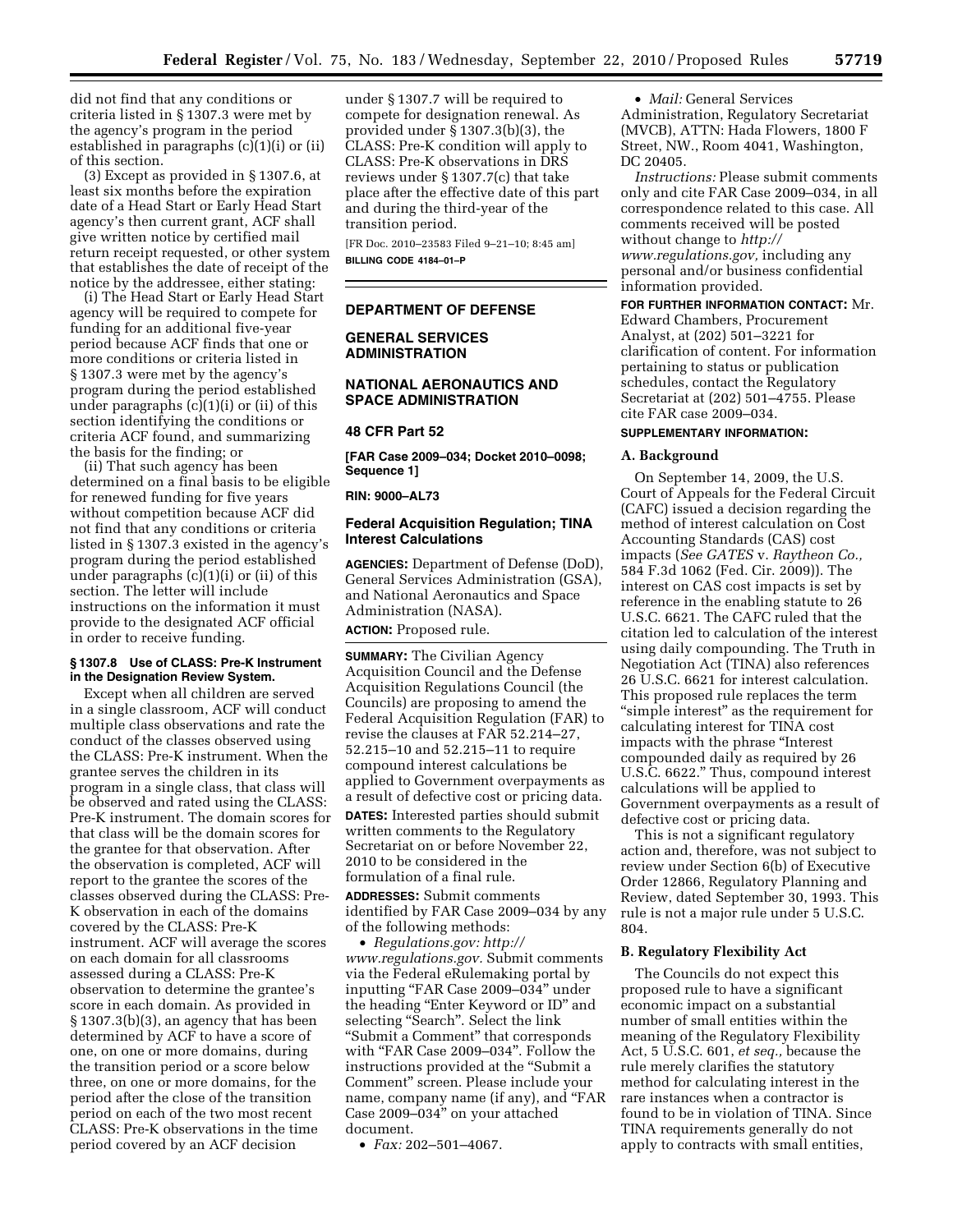did not find that any conditions or criteria listed in § 1307.3 were met by the agency's program in the period established in paragraphs (c)(1)(i) or (ii) of this section.

(3) Except as provided in § 1307.6, at least six months before the expiration date of a Head Start or Early Head Start agency's then current grant, ACF shall give written notice by certified mail return receipt requested, or other system that establishes the date of receipt of the notice by the addressee, either stating:

(i) The Head Start or Early Head Start agency will be required to compete for funding for an additional five-year period because ACF finds that one or more conditions or criteria listed in § 1307.3 were met by the agency's program during the period established under paragraphs (c)(1)(i) or (ii) of this section identifying the conditions or criteria ACF found, and summarizing the basis for the finding; or

(ii) That such agency has been determined on a final basis to be eligible for renewed funding for five years without competition because ACF did not find that any conditions or criteria listed in § 1307.3 existed in the agency's program during the period established under paragraphs (c)(1)(i) or (ii) of this section. The letter will include instructions on the information it must provide to the designated ACF official in order to receive funding.

**§ 1307.8 Use of CLASS: Pre-K Instrument in the Designation Review System.**

Except when all children are served in a single classroom, ACF will conduct multiple class observations and rate the conduct of the classes observed using the CLASS: Pre-K instrument. When the grantee serves the children in its program in a single class, that class will be observed and rated using the CLASS: Pre-K instrument. The domain scores for that class will be the domain scores for the grantee for that observation. After the observation is completed, ACF will report to the grantee the scores of the classes observed during the CLASS: Pre-K observation in each of the domains covered by the CLASS: Pre-K instrument. ACF will average the scores on each domain for all classrooms assessed during a CLASS: Pre-K observation to determine the grantee's score in each domain. As provided in § 1307.3(b)(3), an agency that has been determined by ACF to have a score of one, on one or more domains, during the transition period or a score below three, on one or more domains, for the period after the close of the transition period on each of the two most recent CLASS: Pre-K observations in the time period covered by an ACF decision under § 1307.7 will be required to compete for designation renewal. As provided under § 1307.3(b)(3), the CLASS: Pre-K condition will apply to CLASS: Pre-K observations in DRS reviews under § 1307.7(c) that take place after the effective date of this part and during the third-year of the transition period.

[FR Doc. 2010–23583 Filed 9–21–10; 8:45 am]

**BILLING CODE 4184–01–P**

---

**DEPARTMENT OF DEFENSE**

**GENERAL SERVICES ADMINISTRATION**

**NATIONAL AERONAUTICS AND SPACE ADMINISTRATION**

**48 CFR Part 52**

**[FAR Case 2009–034; Docket 2010–0098; Sequence 1]**

**RIN: 9000–AL73**

## Federal Acquisition Regulation; TINA Interest Calculations

**AGENCIES:** Department of Defense (DoD), General Services Administration (GSA), and National Aeronautics and Space Administration (NASA).

**ACTION:** Proposed rule.

**SUMMARY:** The Civilian Agency Acquisition Council and the Defense Acquisition Regulations Council (the Councils) are proposing to amend the Federal Acquisition Regulation (FAR) to revise the clauses at FAR 52.214–27, 52.215–10 and 52.215–11 to require compound interest calculations be applied to Government overpayments as a result of defective cost or pricing data.

**DATES:** Interested parties should submit written comments to the Regulatory Secretariat on or before November 22, 2010 to be considered in the formulation of a final rule.

**ADDRESSES:** Submit comments identified by FAR Case 2009–034 by any of the following methods:

• *Regulations.gov: http://www.regulations.gov.* Submit comments via the Federal eRulemaking portal by inputting "FAR Case 2009–034" under the heading "Enter Keyword or ID" and selecting "Search". Select the link "Submit a Comment" that corresponds with "FAR Case 2009–034". Follow the instructions provided at the "Submit a Comment" screen. Please include your name, company name (if any), and "FAR Case 2009–034" on your attached document.

• *Fax:* 202–501–4067.

• *Mail:* General Services Administration, Regulatory Secretariat (MVCB), ATTN: Hada Flowers, 1800 F Street, NW., Room 4041, Washington, DC 20405.

*Instructions:* Please submit comments only and cite FAR Case 2009–034, in all correspondence related to this case. All comments received will be posted without change to *http://www.regulations.gov,* including any personal and/or business confidential information provided.

**FOR FURTHER INFORMATION CONTACT:** Mr. Edward Chambers, Procurement Analyst, at (202) 501–3221 for clarification of content. For information pertaining to status or publication schedules, contact the Regulatory Secretariat at (202) 501–4755. Please cite FAR case 2009–034.

**SUPPLEMENTARY INFORMATION:**

### A. Background

On September 14, 2009, the U.S. Court of Appeals for the Federal Circuit (CAFC) issued a decision regarding the method of interest calculation on Cost Accounting Standards (CAS) cost impacts (*See GATES* v. *Raytheon Co.,* 584 F.3d 1062 (Fed. Cir. 2009)). The interest on CAS cost impacts is set by reference in the enabling statute to 26 U.S.C. 6621. The CAFC ruled that the citation led to calculation of the interest using daily compounding. The Truth in Negotiation Act (TINA) also references 26 U.S.C. 6621 for interest calculation. This proposed rule replaces the term "simple interest" as the requirement for calculating interest for TINA cost impacts with the phrase "Interest compounded daily as required by 26 U.S.C. 6622." Thus, compound interest calculations will be applied to Government overpayments as a result of defective cost or pricing data.

This is not a significant regulatory action and, therefore, was not subject to review under Section 6(b) of Executive Order 12866, Regulatory Planning and Review, dated September 30, 1993. This rule is not a major rule under 5 U.S.C. 804.

### B. Regulatory Flexibility Act

The Councils do not expect this proposed rule to have a significant economic impact on a substantial number of small entities within the meaning of the Regulatory Flexibility Act, 5 U.S.C. 601, *et seq.,* because the rule merely clarifies the statutory method for calculating interest in the rare instances when a contractor is found to be in violation of TINA. Since TINA requirements generally do not apply to contracts with small entities,